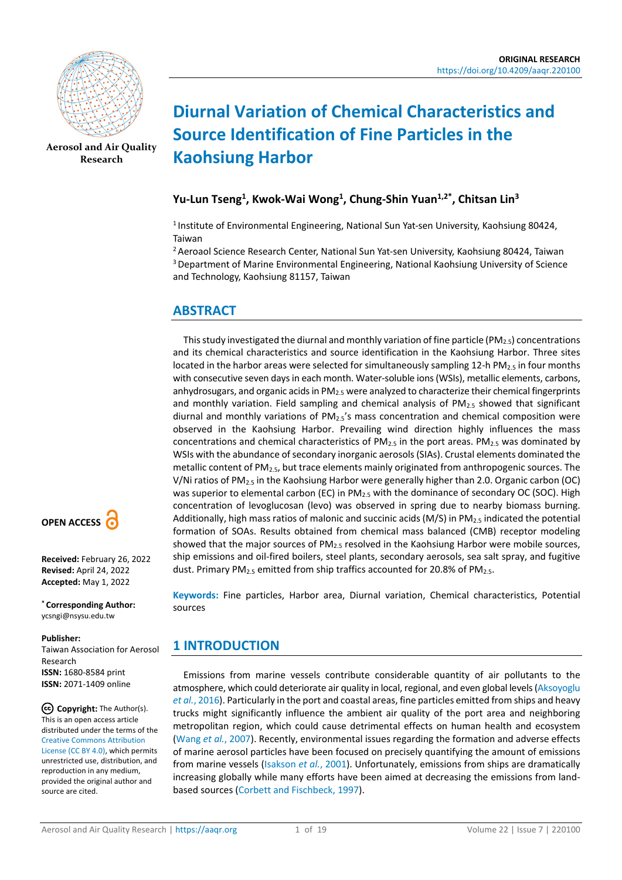ORIGINAL RESEARCH
https://doi.org/10.4209/aaqr.220100

# Diurnal Variation of Chemical Characteristics and Source Identification of Fine Particles in the Kaohsiung Harbor

**Yu-Lun Tseng[1], Kwok-Wai Wong[1], Chung-Shin Yuan[1,2*], Chitsan Lin[3]**

[1] Institute of Environmental Engineering, National Sun Yat-sen University, Kaohsiung 80424, Taiwan
[2] Aeroaol Science Research Center, National Sun Yat-sen University, Kaohsiung 80424, Taiwan
[3] Department of Marine Environmental Engineering, National Kaohsiung University of Science and Technology, Kaohsiung 81157, Taiwan

## ABSTRACT

This study investigated the diurnal and monthly variation of fine particle ($PM_{2.5}$) concentrations and its chemical characteristics and source identification in the Kaohsiung Harbor. Three sites located in the harbor areas were selected for simultaneously sampling 12-h $PM_{2.5}$ in four months with consecutive seven days in each month. Water-soluble ions (WSIs), metallic elements, carbons, anhydrosugars, and organic acids in $PM_{2.5}$ were analyzed to characterize their chemical fingerprints and monthly variation. Field sampling and chemical analysis of $PM_{2.5}$ showed that significant diurnal and monthly variations of $PM_{2.5}$'s mass concentration and chemical composition were observed in the Kaohsiung Harbor. Prevailing wind direction highly influences the mass concentrations and chemical characteristics of $PM_{2.5}$ in the port areas. $PM_{2.5}$ was dominated by WSIs with the abundance of secondary inorganic aerosols (SIAs). Crustal elements dominated the metallic content of $PM_{2.5}$, but trace elements mainly originated from anthropogenic sources. The V/Ni ratios of $PM_{2.5}$ in the Kaohsiung Harbor were generally higher than 2.0. Organic carbon (OC) was superior to elemental carbon (EC) in $PM_{2.5}$ with the dominance of secondary OC (SOC). High concentration of levoglucosan (levo) was observed in spring due to nearby biomass burning. Additionally, high mass ratios of malonic and succinic acids (M/S) in $PM_{2.5}$ indicated the potential formation of SOAs. Results obtained from chemical mass balanced (CMB) receptor modeling showed that the major sources of $PM_{2.5}$ resolved in the Kaohsiung Harbor were mobile sources, ship emissions and oil-fired boilers, steel plants, secondary aerosols, sea salt spray, and fugitive dust. Primary $PM_{2.5}$ emitted from ship traffics accounted for 20.8% of $PM_{2.5}$.

**Keywords:** Fine particles, Harbor area, Diurnal variation, Chemical characteristics, Potential sources

**OPEN ACCESS**

**Received:** February 26, 2022
**Revised:** April 24, 2022
**Accepted:** May 1, 2022

**\* Corresponding Author:**
ycsngi@nsysu.edu.tw

**Publisher:**
Taiwan Association for Aerosol Research
**ISSN:** 1680-8584 print
**ISSN:** 2071-1409 online

**Copyright:** The Author(s). This is an open access article distributed under the terms of the Creative Commons Attribution License (CC BY 4.0), which permits unrestricted use, distribution, and reproduction in any medium, provided the original author and source are cited.

## 1 INTRODUCTION

Emissions from marine vessels contribute considerable quantity of air pollutants to the atmosphere, which could deteriorate air quality in local, regional, and even global levels (Aksoyoglu *et al.*, 2016). Particularly in the port and coastal areas, fine particles emitted from ships and heavy trucks might significantly influence the ambient air quality of the port area and neighboring metropolitan region, which could cause detrimental effects on human health and ecosystem (Wang *et al.*, 2007). Recently, environmental issues regarding the formation and adverse effects of marine aerosol particles have been focused on precisely quantifying the amount of emissions from marine vessels (Isakson *et al.*, 2001). Unfortunately, emissions from ships are dramatically increasing globally while many efforts have been aimed at decreasing the emissions from land-based sources (Corbett and Fischbeck, 1997).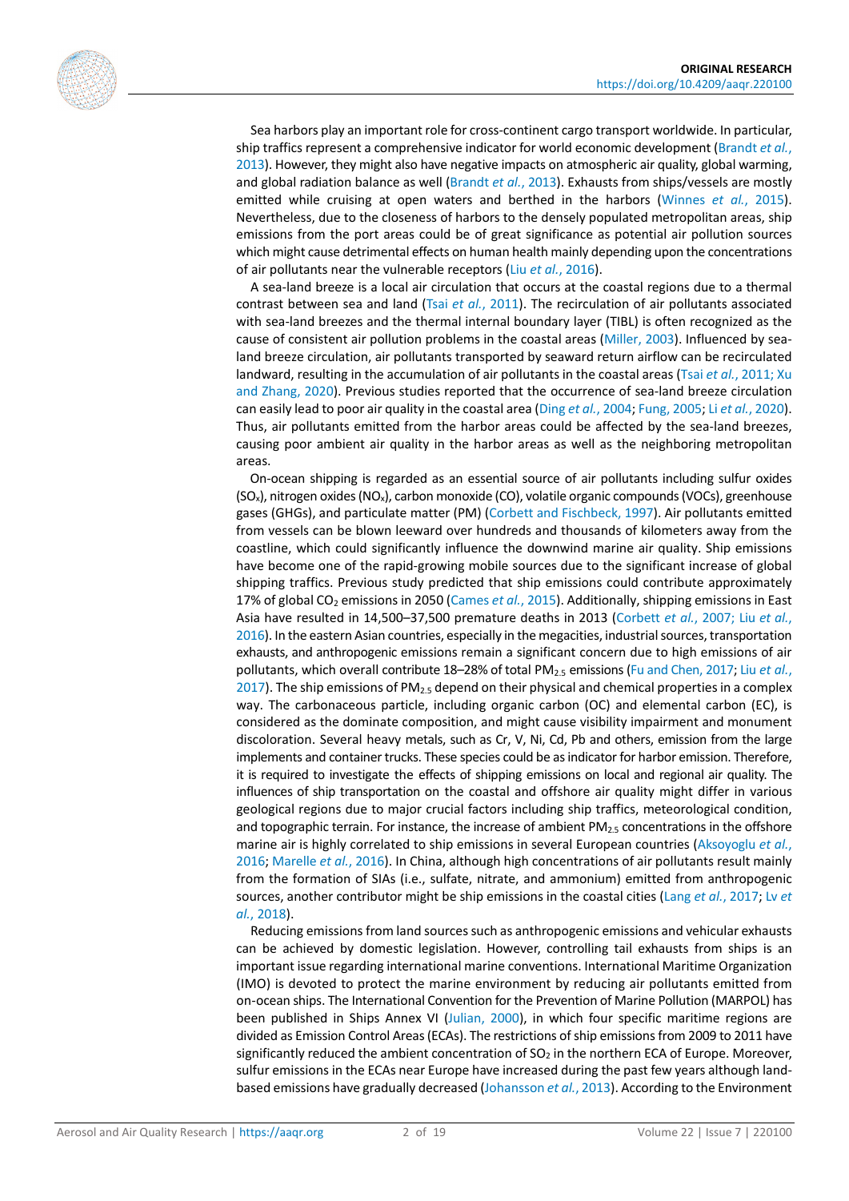Sea harbors play an important role for cross-continent cargo transport worldwide. In particular, ship traffics represent a comprehensive indicator for world economic development (Brandt *et al.*, 2013). However, they might also have negative impacts on atmospheric air quality, global warming, and global radiation balance as well (Brandt *et al.*, 2013). Exhausts from ships/vessels are mostly emitted while cruising at open waters and berthed in the harbors (Winnes *et al.*, 2015). Nevertheless, due to the closeness of harbors to the densely populated metropolitan areas, ship emissions from the port areas could be of great significance as potential air pollution sources which might cause detrimental effects on human health mainly depending upon the concentrations of air pollutants near the vulnerable receptors (Liu *et al.*, 2016).

A sea-land breeze is a local air circulation that occurs at the coastal regions due to a thermal contrast between sea and land (Tsai *et al.*, 2011). The recirculation of air pollutants associated with sea-land breezes and the thermal internal boundary layer (TIBL) is often recognized as the cause of consistent air pollution problems in the coastal areas (Miller, 2003). Influenced by sea-land breeze circulation, air pollutants transported by seaward return airflow can be recirculated landward, resulting in the accumulation of air pollutants in the coastal areas (Tsai *et al.*, 2011; Xu and Zhang, 2020). Previous studies reported that the occurrence of sea-land breeze circulation can easily lead to poor air quality in the coastal area (Ding *et al.*, 2004; Fung, 2005; Li *et al.*, 2020). Thus, air pollutants emitted from the harbor areas could be affected by the sea-land breezes, causing poor ambient air quality in the harbor areas as well as the neighboring metropolitan areas.

On-ocean shipping is regarded as an essential source of air pollutants including sulfur oxides ($SO_x$), nitrogen oxides ($NO_x$), carbon monoxide (CO), volatile organic compounds (VOCs), greenhouse gases (GHGs), and particulate matter (PM) (Corbett and Fischbeck, 1997). Air pollutants emitted from vessels can be blown leeward over hundreds and thousands of kilometers away from the coastline, which could significantly influence the downwind marine air quality. Ship emissions have become one of the rapid-growing mobile sources due to the significant increase of global shipping traffics. Previous study predicted that ship emissions could contribute approximately 17% of global $CO_2$ emissions in 2050 (Cames *et al.*, 2015). Additionally, shipping emissions in East Asia have resulted in 14,500–37,500 premature deaths in 2013 (Corbett *et al.*, 2007; Liu *et al.*, 2016). In the eastern Asian countries, especially in the megacities, industrial sources, transportation exhausts, and anthropogenic emissions remain a significant concern due to high emissions of air pollutants, which overall contribute 18–28% of total $PM_{2.5}$ emissions (Fu and Chen, 2017; Liu *et al.*, 2017). The ship emissions of $PM_{2.5}$ depend on their physical and chemical properties in a complex way. The carbonaceous particle, including organic carbon (OC) and elemental carbon (EC), is considered as the dominate composition, and might cause visibility impairment and monument discoloration. Several heavy metals, such as Cr, V, Ni, Cd, Pb and others, emission from the large implements and container trucks. These species could be as indicator for harbor emission. Therefore, it is required to investigate the effects of shipping emissions on local and regional air quality. The influences of ship transportation on the coastal and offshore air quality might differ in various geological regions due to major crucial factors including ship traffics, meteorological condition, and topographic terrain. For instance, the increase of ambient $PM_{2.5}$ concentrations in the offshore marine air is highly correlated to ship emissions in several European countries (Aksoyoglu *et al.*, 2016; Marelle *et al.*, 2016). In China, although high concentrations of air pollutants result mainly from the formation of SIAs (i.e., sulfate, nitrate, and ammonium) emitted from anthropogenic sources, another contributor might be ship emissions in the coastal cities (Lang *et al.*, 2017; Lv *et al.*, 2018).

Reducing emissions from land sources such as anthropogenic emissions and vehicular exhausts can be achieved by domestic legislation. However, controlling tail exhausts from ships is an important issue regarding international marine conventions. International Maritime Organization (IMO) is devoted to protect the marine environment by reducing air pollutants emitted from on-ocean ships. The International Convention for the Prevention of Marine Pollution (MARPOL) has been published in Ships Annex VI (Julian, 2000), in which four specific maritime regions are divided as Emission Control Areas (ECAs). The restrictions of ship emissions from 2009 to 2011 have significantly reduced the ambient concentration of $SO_2$ in the northern ECA of Europe. Moreover, sulfur emissions in the ECAs near Europe have increased during the past few years although land-based emissions have gradually decreased (Johansson *et al.*, 2013). According to the Environment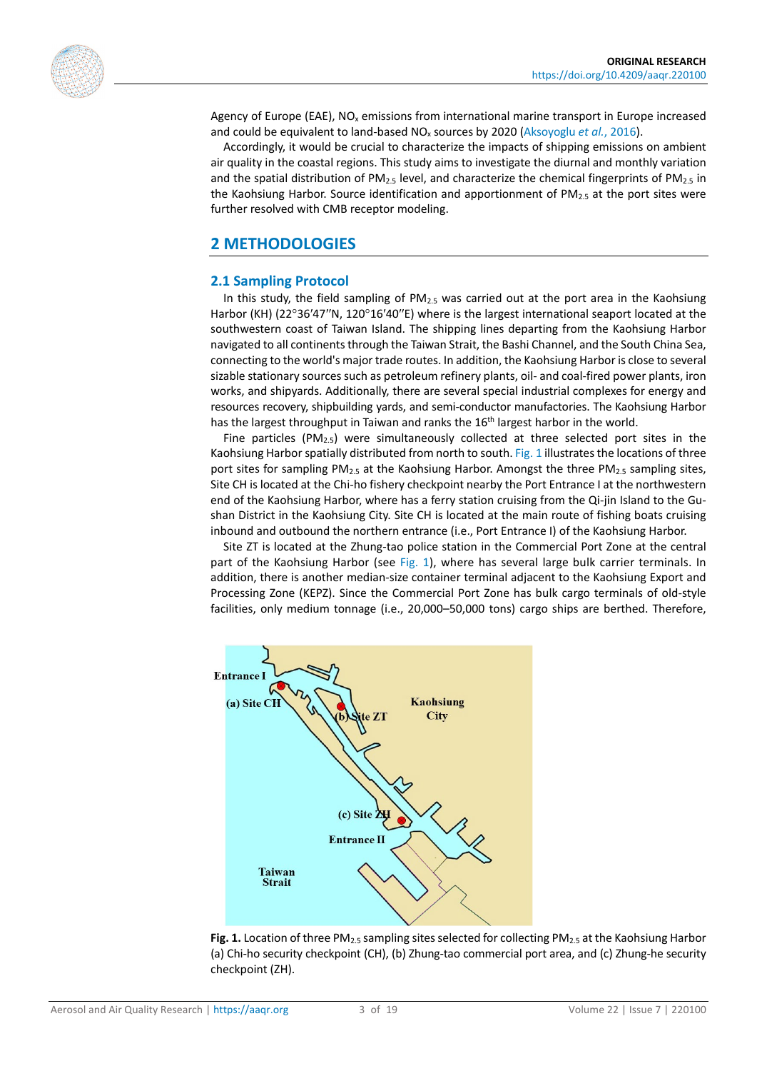Agency of Europe (EAE), $NO_x$ emissions from international marine transport in Europe increased and could be equivalent to land-based $NO_x$ sources by 2020 (Aksoyoglu *et al.*, 2016).

Accordingly, it would be crucial to characterize the impacts of shipping emissions on ambient air quality in the coastal regions. This study aims to investigate the diurnal and monthly variation and the spatial distribution of $PM_{2.5}$ level, and characterize the chemical fingerprints of $PM_{2.5}$ in the Kaohsiung Harbor. Source identification and apportionment of $PM_{2.5}$ at the port sites were further resolved with CMB receptor modeling.

## 2 METHODOLOGIES

### 2.1 Sampling Protocol

In this study, the field sampling of $PM_{2.5}$ was carried out at the port area in the Kaohsiung Harbor (KH) (22°36′47″N, 120°16′40″E) where is the largest international seaport located at the southwestern coast of Taiwan Island. The shipping lines departing from the Kaohsiung Harbor navigated to all continents through the Taiwan Strait, the Bashi Channel, and the South China Sea, connecting to the world's major trade routes. In addition, the Kaohsiung Harbor is close to several sizable stationary sources such as petroleum refinery plants, oil- and coal-fired power plants, iron works, and shipyards. Additionally, there are several special industrial complexes for energy and resources recovery, shipbuilding yards, and semi-conductor manufactories. The Kaohsiung Harbor has the largest throughput in Taiwan and ranks the 16th largest harbor in the world.

Fine particles ($PM_{2.5}$) were simultaneously collected at three selected port sites in the Kaohsiung Harbor spatially distributed from north to south. Fig. 1 illustrates the locations of three port sites for sampling $PM_{2.5}$ at the Kaohsiung Harbor. Amongst the three $PM_{2.5}$ sampling sites, Site CH is located at the Chi-ho fishery checkpoint nearby the Port Entrance I at the northwestern end of the Kaohsiung Harbor, where has a ferry station cruising from the Qi-jin Island to the Gu-shan District in the Kaohsiung City. Site CH is located at the main route of fishing boats cruising inbound and outbound the northern entrance (i.e., Port Entrance I) of the Kaohsiung Harbor.

Site ZT is located at the Zhung-tao police station in the Commercial Port Zone at the central part of the Kaohsiung Harbor (see Fig. 1), where has several large bulk carrier terminals. In addition, there is another median-size container terminal adjacent to the Kaohsiung Export and Processing Zone (KEPZ). Since the Commercial Port Zone has bulk cargo terminals of old-style facilities, only medium tonnage (i.e., 20,000–50,000 tons) cargo ships are berthed. Therefore,

**Fig. 1.** Location of three $PM_{2.5}$ sampling sites selected for collecting $PM_{2.5}$ at the Kaohsiung Harbor (a) Chi-ho security checkpoint (CH), (b) Zhung-tao commercial port area, and (c) Zhung-he security checkpoint (ZH).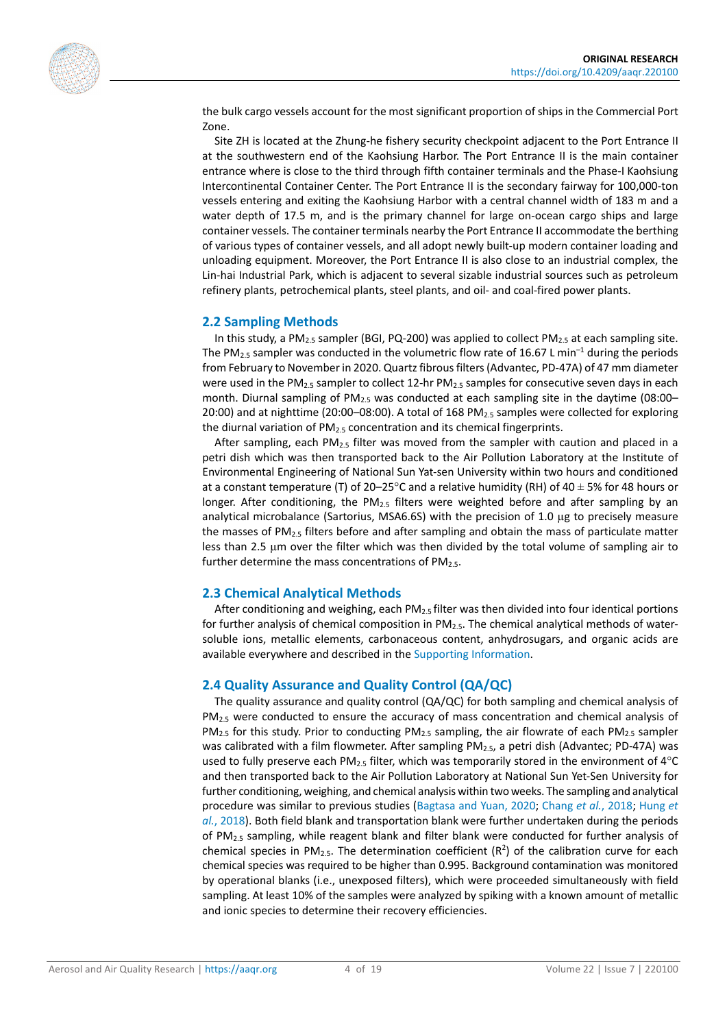the bulk cargo vessels account for the most significant proportion of ships in the Commercial Port Zone.

Site ZH is located at the Zhung-he fishery security checkpoint adjacent to the Port Entrance II at the southwestern end of the Kaohsiung Harbor. The Port Entrance II is the main container entrance where is close to the third through fifth container terminals and the Phase-I Kaohsiung Intercontinental Container Center. The Port Entrance II is the secondary fairway for 100,000-ton vessels entering and exiting the Kaohsiung Harbor with a central channel width of 183 m and a water depth of 17.5 m, and is the primary channel for large on-ocean cargo ships and large container vessels. The container terminals nearby the Port Entrance II accommodate the berthing of various types of container vessels, and all adopt newly built-up modern container loading and unloading equipment. Moreover, the Port Entrance II is also close to an industrial complex, the Lin-hai Industrial Park, which is adjacent to several sizable industrial sources such as petroleum refinery plants, petrochemical plants, steel plants, and oil- and coal-fired power plants.

## 2.2 Sampling Methods

In this study, a $PM_{2.5}$ sampler (BGI, PQ-200) was applied to collect $PM_{2.5}$ at each sampling site. The $PM_{2.5}$ sampler was conducted in the volumetric flow rate of 16.67 L $min^{-1}$ during the periods from February to November in 2020. Quartz fibrous filters (Advantec, PD-47A) of 47 mm diameter were used in the $PM_{2.5}$ sampler to collect 12-hr $PM_{2.5}$ samples for consecutive seven days in each month. Diurnal sampling of $PM_{2.5}$ was conducted at each sampling site in the daytime (08:00–20:00) and at nighttime (20:00–08:00). A total of 168 $PM_{2.5}$ samples were collected for exploring the diurnal variation of $PM_{2.5}$ concentration and its chemical fingerprints.

After sampling, each $PM_{2.5}$ filter was moved from the sampler with caution and placed in a petri dish which was then transported back to the Air Pollution Laboratory at the Institute of Environmental Engineering of National Sun Yat-sen University within two hours and conditioned at a constant temperature (T) of 20–25°C and a relative humidity (RH) of 40 ± 5% for 48 hours or longer. After conditioning, the $PM_{2.5}$ filters were weighted before and after sampling by an analytical microbalance (Sartorius, MSA6.6S) with the precision of 1.0 µg to precisely measure the masses of $PM_{2.5}$ filters before and after sampling and obtain the mass of particulate matter less than 2.5 µm over the filter which was then divided by the total volume of sampling air to further determine the mass concentrations of $PM_{2.5}$.

## 2.3 Chemical Analytical Methods

After conditioning and weighing, each $PM_{2.5}$ filter was then divided into four identical portions for further analysis of chemical composition in $PM_{2.5}$. The chemical analytical methods of water-soluble ions, metallic elements, carbonaceous content, anhydrosugars, and organic acids are available everywhere and described in the Supporting Information.

## 2.4 Quality Assurance and Quality Control (QA/QC)

The quality assurance and quality control (QA/QC) for both sampling and chemical analysis of $PM_{2.5}$ were conducted to ensure the accuracy of mass concentration and chemical analysis of $PM_{2.5}$ for this study. Prior to conducting $PM_{2.5}$ sampling, the air flowrate of each $PM_{2.5}$ sampler was calibrated with a film flowmeter. After sampling $PM_{2.5}$, a petri dish (Advantec; PD-47A) was used to fully preserve each $PM_{2.5}$ filter, which was temporarily stored in the environment of 4°C and then transported back to the Air Pollution Laboratory at National Sun Yat-Sen University for further conditioning, weighing, and chemical analysis within two weeks. The sampling and analytical procedure was similar to previous studies (Bagtasa and Yuan, 2020; Chang *et al.*, 2018; Hung *et al.*, 2018). Both field blank and transportation blank were further undertaken during the periods of $PM_{2.5}$ sampling, while reagent blank and filter blank were conducted for further analysis of chemical species in $PM_{2.5}$. The determination coefficient ($R^2$) of the calibration curve for each chemical species was required to be higher than 0.995. Background contamination was monitored by operational blanks (i.e., unexposed filters), which were proceeded simultaneously with field sampling. At least 10% of the samples were analyzed by spiking with a known amount of metallic and ionic species to determine their recovery efficiencies.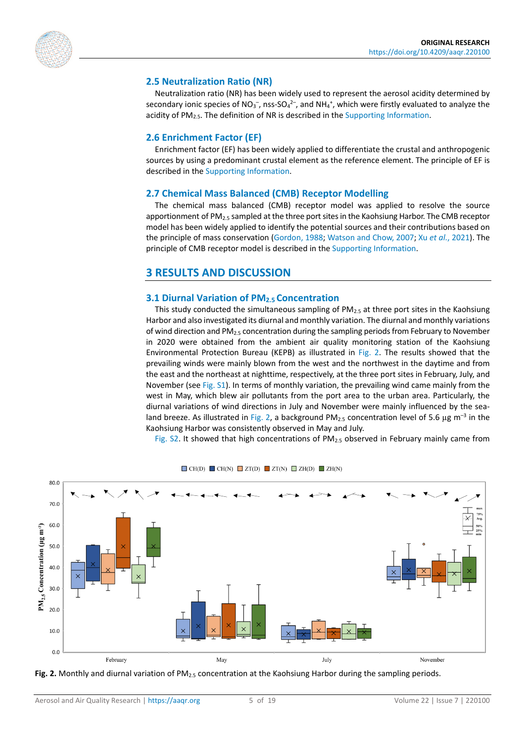## 2.5 Neutralization Ratio (NR)

Neutralization ratio (NR) has been widely used to represent the aerosol acidity determined by secondary ionic species of $NO_3^-$, nss-$SO_4^{2-}$, and $NH_4^+$, which were firstly evaluated to analyze the acidity of $PM_{2.5}$. The definition of NR is described in the Supporting Information.

## 2.6 Enrichment Factor (EF)

Enrichment factor (EF) has been widely applied to differentiate the crustal and anthropogenic sources by using a predominant crustal element as the reference element. The principle of EF is described in the Supporting Information.

## 2.7 Chemical Mass Balanced (CMB) Receptor Modelling

The chemical mass balanced (CMB) receptor model was applied to resolve the source apportionment of $PM_{2.5}$ sampled at the three port sites in the Kaohsiung Harbor. The CMB receptor model has been widely applied to identify the potential sources and their contributions based on the principle of mass conservation (Gordon, 1988; Watson and Chow, 2007; Xu *et al.*, 2021). The principle of CMB receptor model is described in the Supporting Information.

# 3 RESULTS AND DISCUSSION

## 3.1 Diurnal Variation of $PM_{2.5}$ Concentration

This study conducted the simultaneous sampling of $PM_{2.5}$ at three port sites in the Kaohsiung Harbor and also investigated its diurnal and monthly variation. The diurnal and monthly variations of wind direction and $PM_{2.5}$ concentration during the sampling periods from February to November in 2020 were obtained from the ambient air quality monitoring station of the Kaohsiung Environmental Protection Bureau (KEPB) as illustrated in Fig. 2. The results showed that the prevailing winds were mainly blown from the west and the northwest in the daytime and from the east and the northeast at nighttime, respectively, at the three port sites in February, July, and November (see Fig. S1). In terms of monthly variation, the prevailing wind came mainly from the west in May, which blew air pollutants from the port area to the urban area. Particularly, the diurnal variations of wind directions in July and November were mainly influenced by the sea-land breeze. As illustrated in Fig. 2, a background $PM_{2.5}$ concentration level of 5.6 µg $m^{-3}$ in the Kaohsiung Harbor was consistently observed in May and July.

Fig. S2. It showed that high concentrations of $PM_{2.5}$ observed in February mainly came from

**Fig. 2.** Monthly and diurnal variation of $PM_{2.5}$ concentration at the Kaohsiung Harbor during the sampling periods.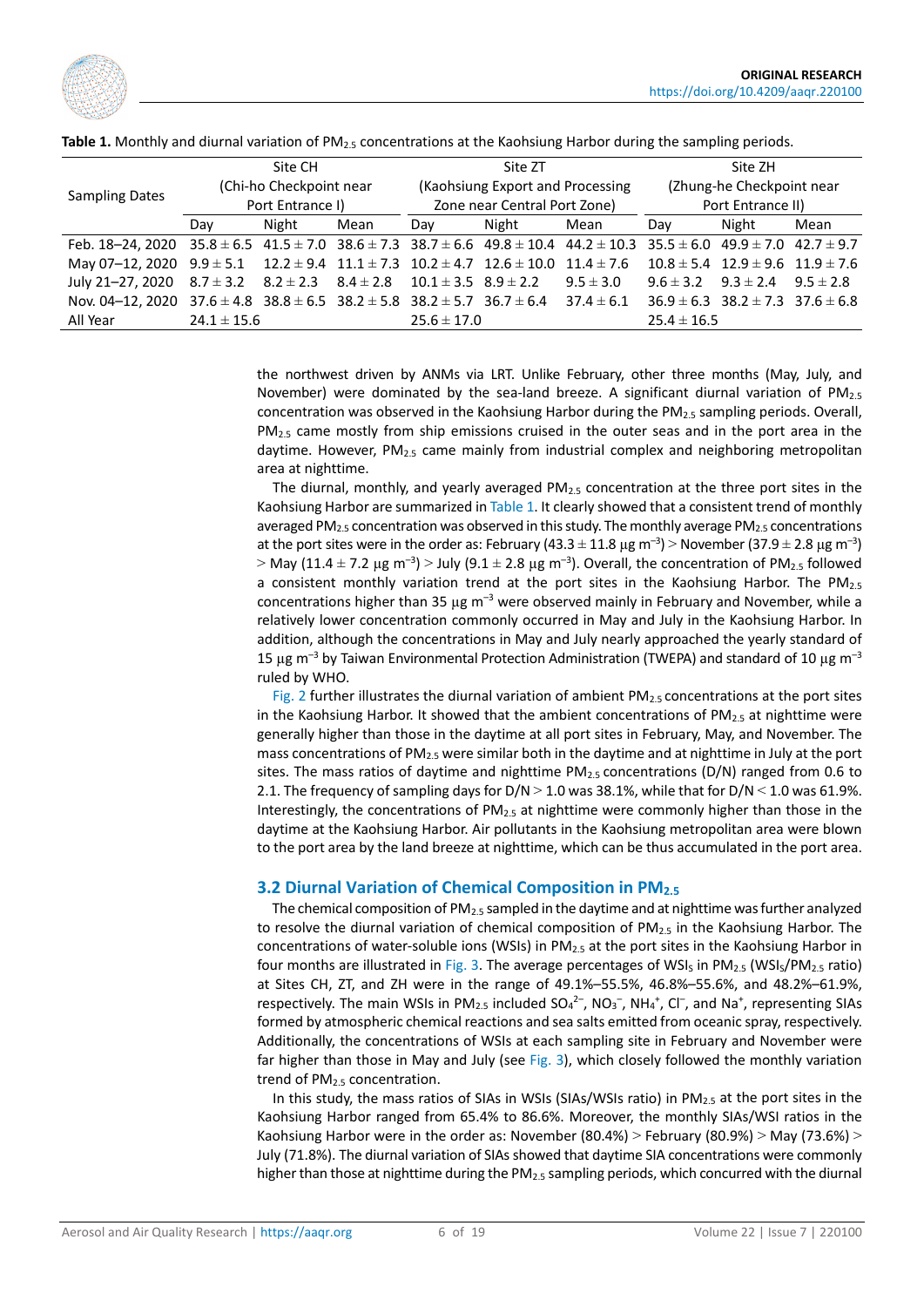**Table 1.** Monthly and diurnal variation of $PM_{2.5}$ concentrations at the Kaohsiung Harbor during the sampling periods.

| Sampling Dates | Site CH (Chi-ho Checkpoint near Port Entrance I) | | | Site ZT (Kaohsiung Export and Processing Zone near Central Port Zone) | | | Site ZH (Zhung-he Checkpoint near Port Entrance II) | | |
|---|---|---|---|---|---|---|---|---|---|
| | Day | Night | Mean | Day | Night | Mean | Day | Night | Mean |
| Feb. 18–24, 2020 | 35.8 ± 6.5 | 41.5 ± 7.0 | 38.6 ± 7.3 | 38.7 ± 6.6 | 49.8 ± 10.4 | 44.2 ± 10.3 | 35.5 ± 6.0 | 49.9 ± 7.0 | 42.7 ± 9.7 |
| May 07–12, 2020 | 9.9 ± 5.1 | 12.2 ± 9.4 | 11.1 ± 7.3 | 10.2 ± 4.7 | 12.6 ± 10.0 | 11.4 ± 7.6 | 10.8 ± 5.4 | 12.9 ± 9.6 | 11.9 ± 7.6 |
| July 21–27, 2020 | 8.7 ± 3.2 | 8.2 ± 2.3 | 8.4 ± 2.8 | 10.1 ± 3.5 | 8.9 ± 2.2 | 9.5 ± 3.0 | 9.6 ± 3.2 | 9.3 ± 2.4 | 9.5 ± 2.8 |
| Nov. 04–12, 2020 | 37.6 ± 4.8 | 38.8 ± 6.5 | 38.2 ± 5.8 | 38.2 ± 5.7 | 36.7 ± 6.4 | 37.4 ± 6.1 | 36.9 ± 6.3 | 38.2 ± 7.3 | 37.6 ± 6.8 |
| All Year | 24.1 ± 15.6 | | | 25.6 ± 17.0 | | | 25.4 ± 16.5 | | |

the northwest driven by ANMs via LRT. Unlike February, other three months (May, July, and November) were dominated by the sea-land breeze. A significant diurnal variation of $PM_{2.5}$ concentration was observed in the Kaohsiung Harbor during the $PM_{2.5}$ sampling periods. Overall, $PM_{2.5}$ came mostly from ship emissions cruised in the outer seas and in the port area in the daytime. However, $PM_{2.5}$ came mainly from industrial complex and neighboring metropolitan area at nighttime.

The diurnal, monthly, and yearly averaged $PM_{2.5}$ concentration at the three port sites in the Kaohsiung Harbor are summarized in Table 1. It clearly showed that a consistent trend of monthly averaged $PM_{2.5}$ concentration was observed in this study. The monthly average $PM_{2.5}$ concentrations at the port sites were in the order as: February ($43.3 \pm 11.8\ \mu g\ m^{-3}$) > November ($37.9 \pm 2.8\ \mu g\ m^{-3}$) > May ($11.4 \pm 7.2\ \mu g\ m^{-3}$) > July ($9.1 \pm 2.8\ \mu g\ m^{-3}$). Overall, the concentration of $PM_{2.5}$ followed a consistent monthly variation trend at the port sites in the Kaohsiung Harbor. The $PM_{2.5}$ concentrations higher than 35 $\mu g\ m^{-3}$ were observed mainly in February and November, while a relatively lower concentration commonly occurred in May and July in the Kaohsiung Harbor. In addition, although the concentrations in May and July nearly approached the yearly standard of 15 $\mu g\ m^{-3}$ by Taiwan Environmental Protection Administration (TWEPA) and standard of 10 $\mu g\ m^{-3}$ ruled by WHO.

Fig. 2 further illustrates the diurnal variation of ambient $PM_{2.5}$ concentrations at the port sites in the Kaohsiung Harbor. It showed that the ambient concentrations of $PM_{2.5}$ at nighttime were generally higher than those in the daytime at all port sites in February, May, and November. The mass concentrations of $PM_{2.5}$ were similar both in the daytime and at nighttime in July at the port sites. The mass ratios of daytime and nighttime $PM_{2.5}$ concentrations (D/N) ranged from 0.6 to 2.1. The frequency of sampling days for D/N > 1.0 was 38.1%, while that for D/N < 1.0 was 61.9%. Interestingly, the concentrations of $PM_{2.5}$ at nighttime were commonly higher than those in the daytime at the Kaohsiung Harbor. Air pollutants in the Kaohsiung metropolitan area were blown to the port area by the land breeze at nighttime, which can be thus accumulated in the port area.

## 3.2 Diurnal Variation of Chemical Composition in $PM_{2.5}$

The chemical composition of $PM_{2.5}$ sampled in the daytime and at nighttime was further analyzed to resolve the diurnal variation of chemical composition of $PM_{2.5}$ in the Kaohsiung Harbor. The concentrations of water-soluble ions (WSIs) in $PM_{2.5}$ at the port sites in the Kaohsiung Harbor in four months are illustrated in Fig. 3. The average percentages of $WSI_s$ in $PM_{2.5}$ ($WSI_s/PM_{2.5}$ ratio) at Sites CH, ZT, and ZH were in the range of 49.1%–55.5%, 46.8%–55.6%, and 48.2%–61.9%, respectively. The main WSIs in $PM_{2.5}$ included $SO_4^{2-}$, $NO_3^-$, $NH_4^+$, $Cl^-$, and $Na^+$, representing SIAs formed by atmospheric chemical reactions and sea salts emitted from oceanic spray, respectively. Additionally, the concentrations of WSIs at each sampling site in February and November were far higher than those in May and July (see Fig. 3), which closely followed the monthly variation trend of $PM_{2.5}$ concentration.

In this study, the mass ratios of SIAs in WSIs (SIAs/WSIs ratio) in $PM_{2.5}$ at the port sites in the Kaohsiung Harbor ranged from 65.4% to 86.6%. Moreover, the monthly SIAs/WSI ratios in the Kaohsiung Harbor were in the order as: November (80.4%) > February (80.9%) > May (73.6%) > July (71.8%). The diurnal variation of SIAs showed that daytime SIA concentrations were commonly higher than those at nighttime during the $PM_{2.5}$ sampling periods, which concurred with the diurnal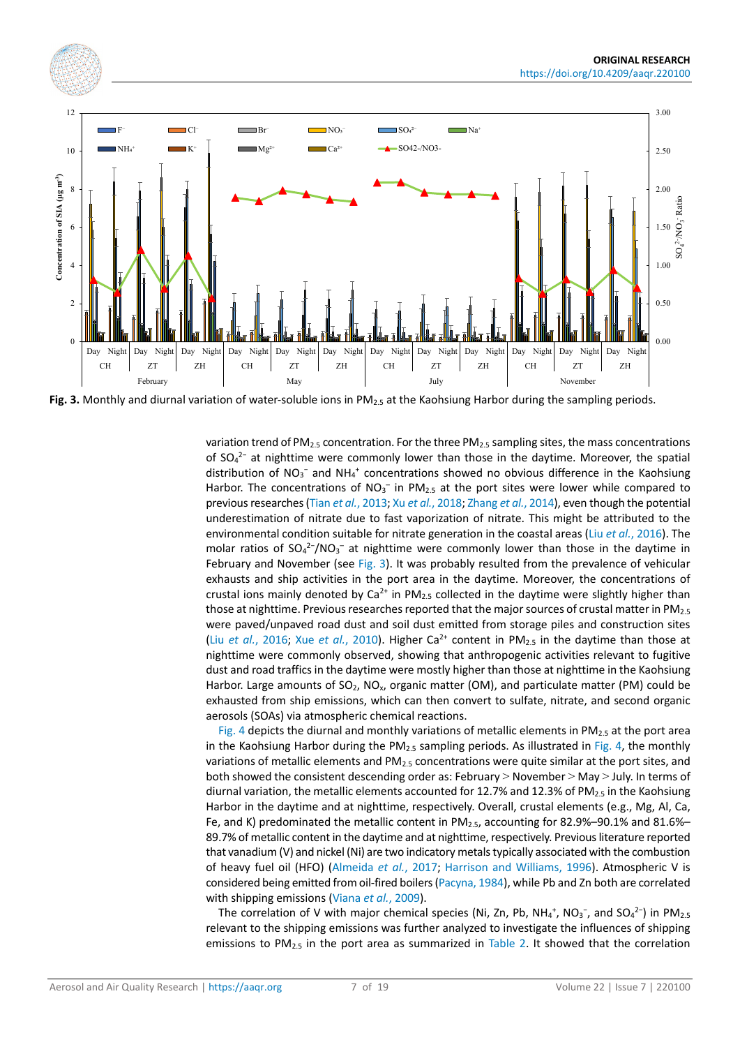**Fig. 3.** Monthly and diurnal variation of water-soluble ions in $PM_{2.5}$ at the Kaohsiung Harbor during the sampling periods.

variation trend of $PM_{2.5}$ concentration. For the three $PM_{2.5}$ sampling sites, the mass concentrations of $SO_4^{2-}$ at nighttime were commonly lower than those in the daytime. Moreover, the spatial distribution of $NO_3^-$ and $NH_4^+$ concentrations showed no obvious difference in the Kaohsiung Harbor. The concentrations of $NO_3^-$ in $PM_{2.5}$ at the port sites were lower while compared to previous researches (Tian *et al.*, 2013; Xu *et al.*, 2018; Zhang *et al.*, 2014), even though the potential underestimation of nitrate due to fast vaporization of nitrate. This might be attributed to the environmental condition suitable for nitrate generation in the coastal areas (Liu *et al.*, 2016). The molar ratios of $SO_4^{2-}/NO_3^-$ at nighttime were commonly lower than those in the daytime in February and November (see Fig. 3). It was probably resulted from the prevalence of vehicular exhausts and ship activities in the port area in the daytime. Moreover, the concentrations of crustal ions mainly denoted by $Ca^{2+}$ in $PM_{2.5}$ collected in the daytime were slightly higher than those at nighttime. Previous researches reported that the major sources of crustal matter in $PM_{2.5}$ were paved/unpaved road dust and soil dust emitted from storage piles and construction sites (Liu *et al.*, 2016; Xue *et al.*, 2010). Higher $Ca^{2+}$ content in $PM_{2.5}$ in the daytime than those at nighttime were commonly observed, showing that anthropogenic activities relevant to fugitive dust and road traffics in the daytime were mostly higher than those at nighttime in the Kaohsiung Harbor. Large amounts of $SO_2$, $NO_x$, organic matter (OM), and particulate matter (PM) could be exhausted from ship emissions, which can then convert to sulfate, nitrate, and second organic aerosols (SOAs) via atmospheric chemical reactions.

Fig. 4 depicts the diurnal and monthly variations of metallic elements in $PM_{2.5}$ at the port area in the Kaohsiung Harbor during the $PM_{2.5}$ sampling periods. As illustrated in Fig. 4, the monthly variations of metallic elements and $PM_{2.5}$ concentrations were quite similar at the port sites, and both showed the consistent descending order as: February > November > May > July. In terms of diurnal variation, the metallic elements accounted for 12.7% and 12.3% of $PM_{2.5}$ in the Kaohsiung Harbor in the daytime and at nighttime, respectively. Overall, crustal elements (e.g., Mg, Al, Ca, Fe, and K) predominated the metallic content in $PM_{2.5}$, accounting for 82.9%–90.1% and 81.6%–89.7% of metallic content in the daytime and at nighttime, respectively. Previous literature reported that vanadium (V) and nickel (Ni) are two indicatory metals typically associated with the combustion of heavy fuel oil (HFO) (Almeida *et al.*, 2017; Harrison and Williams, 1996). Atmospheric V is considered being emitted from oil-fired boilers (Pacyna, 1984), while Pb and Zn both are correlated with shipping emissions (Viana *et al.*, 2009).

The correlation of V with major chemical species (Ni, Zn, Pb, $NH_4^+$, $NO_3^-$, and $SO_4^{2-}$) in $PM_{2.5}$ relevant to the shipping emissions was further analyzed to investigate the influences of shipping emissions to $PM_{2.5}$ in the port area as summarized in Table 2. It showed that the correlation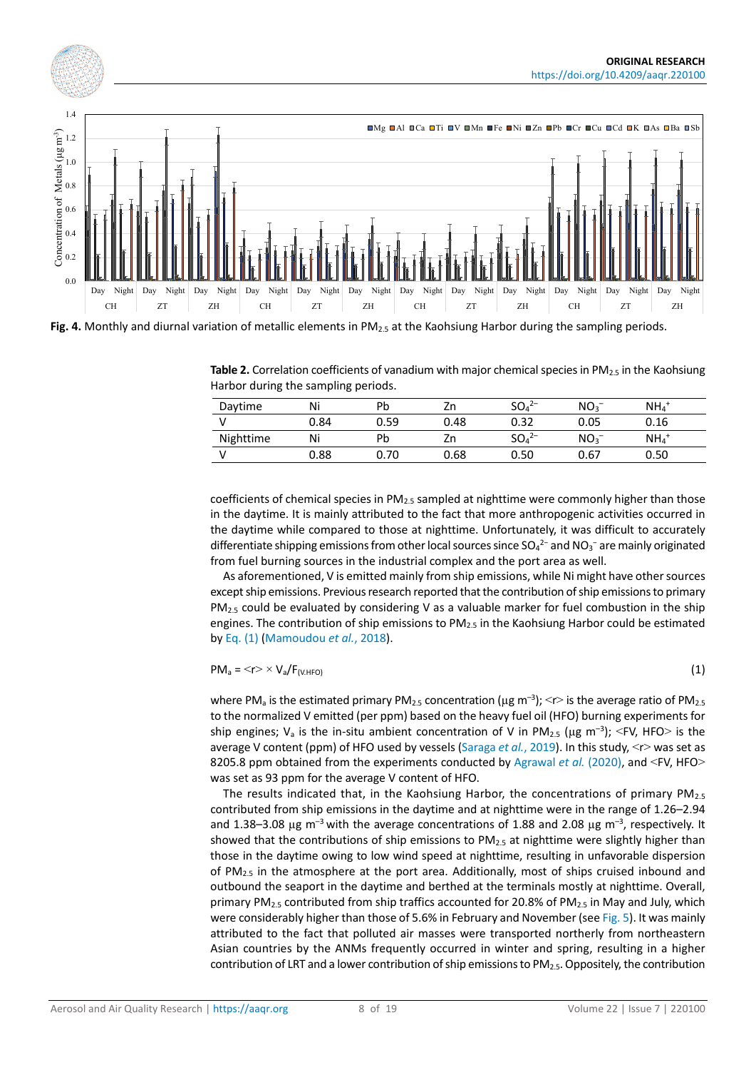Fig. 4. Monthly and diurnal variation of metallic elements in $PM_{2.5}$ at the Kaohsiung Harbor during the sampling periods.

**Table 2.** Correlation coefficients of vanadium with major chemical species in $PM_{2.5}$ in the Kaohsiung Harbor during the sampling periods.

| Daytime | Ni | Pb | Zn | $SO_4^{2-}$ | $NO_3^-$ | $NH_4^+$ |
|---|---|---|---|---|---|---|
| V | 0.84 | 0.59 | 0.48 | 0.32 | 0.05 | 0.16 |
| Nighttime | Ni | Pb | Zn | $SO_4^{2-}$ | $NO_3^-$ | $NH_4^+$ |
| V | 0.88 | 0.70 | 0.68 | 0.50 | 0.67 | 0.50 |

coefficients of chemical species in $PM_{2.5}$ sampled at nighttime were commonly higher than those in the daytime. It is mainly attributed to the fact that more anthropogenic activities occurred in the daytime while compared to those at nighttime. Unfortunately, it was difficult to accurately differentiate shipping emissions from other local sources since $SO_4^{2-}$ and $NO_3^-$ are mainly originated from fuel burning sources in the industrial complex and the port area as well.

As aforementioned, V is emitted mainly from ship emissions, while Ni might have other sources except ship emissions. Previous research reported that the contribution of ship emissions to primary $PM_{2.5}$ could be evaluated by considering V as a valuable marker for fuel combustion in the ship engines. The contribution of ship emissions to $PM_{2.5}$ in the Kaohsiung Harbor could be estimated by Eq. (1) (Mamoudou *et al.*, 2018).

$$PM_a = \langle r \rangle \times V_a / F_{(V,HFO)} \quad (1)$$

where $PM_a$ is the estimated primary $PM_{2.5}$ concentration (µg m$^{-3}$); $\langle r \rangle$ is the average ratio of $PM_{2.5}$ to the normalized V emitted (per ppm) based on the heavy fuel oil (HFO) burning experiments for ship engines; $V_a$ is the in-situ ambient concentration of V in $PM_{2.5}$ (µg m$^{-3}$); $\langle FV, HFO \rangle$ is the average V content (ppm) of HFO used by vessels (Saraga *et al.*, 2019). In this study, $\langle r \rangle$ was set as 8205.8 ppm obtained from the experiments conducted by Agrawal *et al.* (2020), and $\langle FV, HFO \rangle$ was set as 93 ppm for the average V content of HFO.

The results indicated that, in the Kaohsiung Harbor, the concentrations of primary $PM_{2.5}$ contributed from ship emissions in the daytime and at nighttime were in the range of 1.26–2.94 and 1.38–3.08 µg m$^{-3}$ with the average concentrations of 1.88 and 2.08 µg m$^{-3}$, respectively. It showed that the contributions of ship emissions to $PM_{2.5}$ at nighttime were slightly higher than those in the daytime owing to low wind speed at nighttime, resulting in unfavorable dispersion of $PM_{2.5}$ in the atmosphere at the port area. Additionally, most of ships cruised inbound and outbound the seaport in the daytime and berthed at the terminals mostly at nighttime. Overall, primary $PM_{2.5}$ contributed from ship traffics accounted for 20.8% of $PM_{2.5}$ in May and July, which were considerably higher than those of 5.6% in February and November (see Fig. 5). It was mainly attributed to the fact that polluted air masses were transported northerly from northeastern Asian countries by the ANMs frequently occurred in winter and spring, resulting in a higher contribution of LRT and a lower contribution of ship emissions to $PM_{2.5}$. Oppositely, the contribution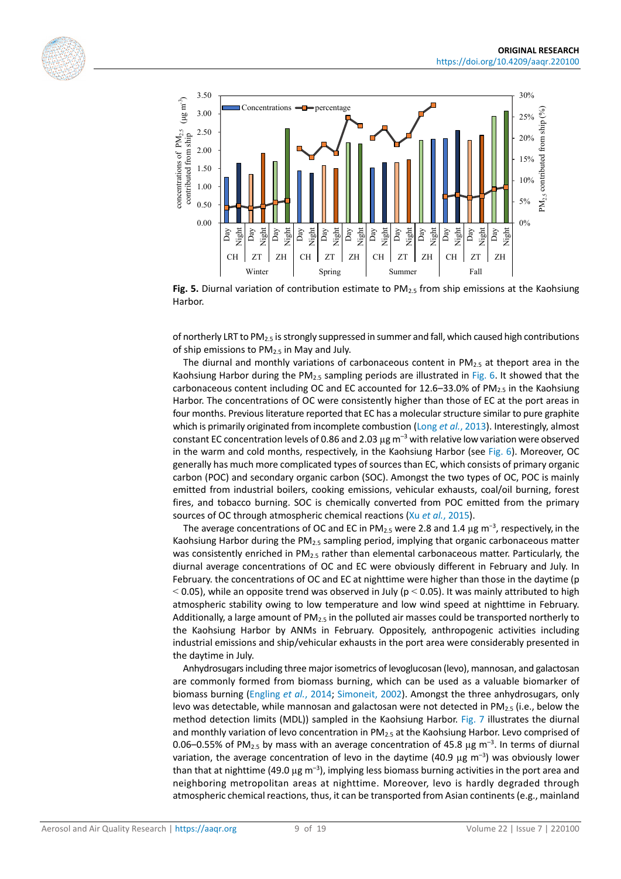**Fig. 5.** Diurnal variation of contribution estimate to $PM_{2.5}$ from ship emissions at the Kaohsiung Harbor.

of northerly LRT to $PM_{2.5}$ is strongly suppressed in summer and fall, which caused high contributions of ship emissions to $PM_{2.5}$ in May and July.

The diurnal and monthly variations of carbonaceous content in $PM_{2.5}$ at theport area in the Kaohsiung Harbor during the $PM_{2.5}$ sampling periods are illustrated in Fig. 6. It showed that the carbonaceous content including OC and EC accounted for 12.6–33.0% of $PM_{2.5}$ in the Kaohsiung Harbor. The concentrations of OC were consistently higher than those of EC at the port areas in four months. Previous literature reported that EC has a molecular structure similar to pure graphite which is primarily originated from incomplete combustion (Long *et al.*, 2013). Interestingly, almost constant EC concentration levels of 0.86 and 2.03 $\mu g\ m^{-3}$ with relative low variation were observed in the warm and cold months, respectively, in the Kaohsiung Harbor (see Fig. 6). Moreover, OC generally has much more complicated types of sources than EC, which consists of primary organic carbon (POC) and secondary organic carbon (SOC). Amongst the two types of OC, POC is mainly emitted from industrial boilers, cooking emissions, vehicular exhausts, coal/oil burning, forest fires, and tobacco burning. SOC is chemically converted from POC emitted from the primary sources of OC through atmospheric chemical reactions (Xu *et al.*, 2015).

The average concentrations of OC and EC in $PM_{2.5}$ were 2.8 and 1.4 $\mu g\ m^{-3}$, respectively, in the Kaohsiung Harbor during the $PM_{2.5}$ sampling period, implying that organic carbonaceous matter was consistently enriched in $PM_{2.5}$ rather than elemental carbonaceous matter. Particularly, the diurnal average concentrations of OC and EC were obviously different in February and July. In February. the concentrations of OC and EC at nighttime were higher than those in the daytime ($p < 0.05$), while an opposite trend was observed in July ($p < 0.05$). It was mainly attributed to high atmospheric stability owing to low temperature and low wind speed at nighttime in February. Additionally, a large amount of $PM_{2.5}$ in the polluted air masses could be transported northerly to the Kaohsiung Harbor by ANMs in February. Oppositely, anthropogenic activities including industrial emissions and ship/vehicular exhausts in the port area were considerably presented in the daytime in July.

Anhydrosugars including three major isometrics of levoglucosan (levo), mannosan, and galactosan are commonly formed from biomass burning, which can be used as a valuable biomarker of biomass burning (Engling *et al.*, 2014; Simoneit, 2002). Amongst the three anhydrosugars, only levo was detectable, while mannosan and galactosan were not detected in $PM_{2.5}$ (i.e., below the method detection limits (MDL)) sampled in the Kaohsiung Harbor. Fig. 7 illustrates the diurnal and monthly variation of levo concentration in $PM_{2.5}$ at the Kaohsiung Harbor. Levo comprised of 0.06–0.55% of $PM_{2.5}$ by mass with an average concentration of 45.8 $\mu g\ m^{-3}$. In terms of diurnal variation, the average concentration of levo in the daytime (40.9 $\mu g\ m^{-3}$) was obviously lower than that at nighttime (49.0 $\mu g\ m^{-3}$), implying less biomass burning activities in the port area and neighboring metropolitan areas at nighttime. Moreover, levo is hardly degraded through atmospheric chemical reactions, thus, it can be transported from Asian continents (e.g., mainland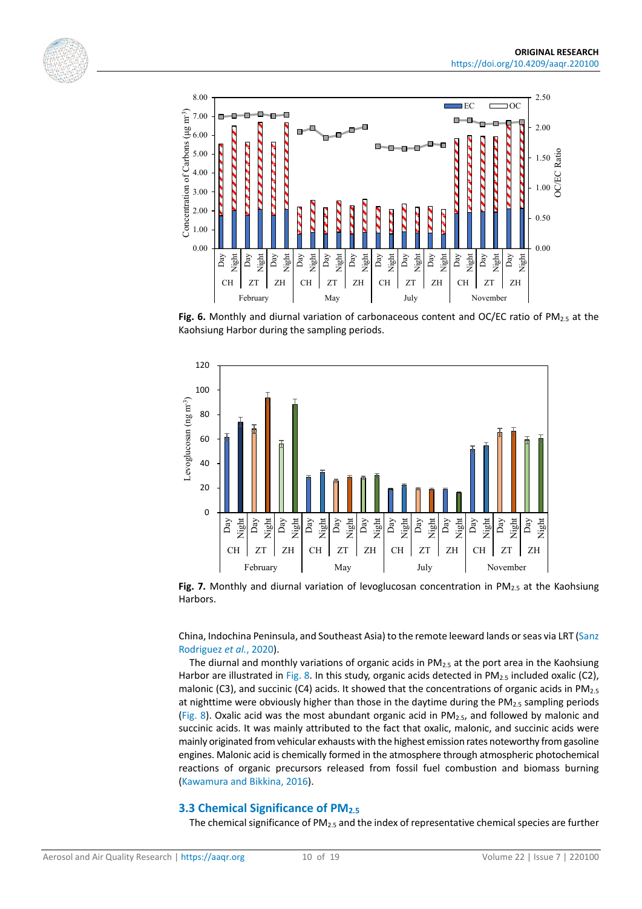Fig. 6. Monthly and diurnal variation of carbonaceous content and OC/EC ratio of $PM_{2.5}$ at the Kaohsiung Harbor during the sampling periods.

Fig. 7. Monthly and diurnal variation of levoglucosan concentration in $PM_{2.5}$ at the Kaohsiung Harbors.

China, Indochina Peninsula, and Southeast Asia) to the remote leeward lands or seas via LRT (Sanz Rodriguez *et al.*, 2020).

The diurnal and monthly variations of organic acids in $PM_{2.5}$ at the port area in the Kaohsiung Harbor are illustrated in Fig. 8. In this study, organic acids detected in $PM_{2.5}$ included oxalic (C2), malonic (C3), and succinic (C4) acids. It showed that the concentrations of organic acids in $PM_{2.5}$ at nighttime were obviously higher than those in the daytime during the $PM_{2.5}$ sampling periods (Fig. 8). Oxalic acid was the most abundant organic acid in $PM_{2.5}$, and followed by malonic and succinic acids. It was mainly attributed to the fact that oxalic, malonic, and succinic acids were mainly originated from vehicular exhausts with the highest emission rates noteworthy from gasoline engines. Malonic acid is chemically formed in the atmosphere through atmospheric photochemical reactions of organic precursors released from fossil fuel combustion and biomass burning (Kawamura and Bikkina, 2016).

### 3.3 Chemical Significance of $PM_{2.5}$

The chemical significance of $PM_{2.5}$ and the index of representative chemical species are further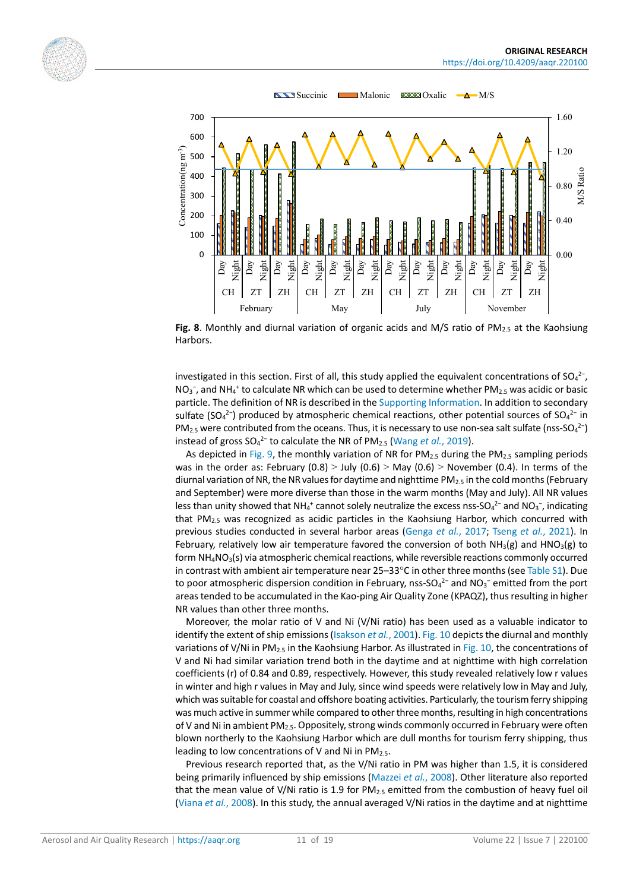**Fig. 8**. Monthly and diurnal variation of organic acids and M/S ratio of $PM_{2.5}$ at the Kaohsiung Harbors.

investigated in this section. First of all, this study applied the equivalent concentrations of $SO_4^{2-}$, $NO_3^-$, and $NH_4^+$ to calculate NR which can be used to determine whether $PM_{2.5}$ was acidic or basic particle. The definition of NR is described in the Supporting Information. In addition to secondary sulfate ($SO_4^{2-}$) produced by atmospheric chemical reactions, other potential sources of $SO_4^{2-}$ in $PM_{2.5}$ were contributed from the oceans. Thus, it is necessary to use non-sea salt sulfate (nss-$SO_4^{2-}$) instead of gross $SO_4^{2-}$ to calculate the NR of $PM_{2.5}$ (Wang *et al.*, 2019).

As depicted in Fig. 9, the monthly variation of NR for $PM_{2.5}$ during the $PM_{2.5}$ sampling periods was in the order as: February (0.8) > July (0.6) > May (0.6) > November (0.4). In terms of the diurnal variation of NR, the NR values for daytime and nighttime $PM_{2.5}$ in the cold months (February and September) were more diverse than those in the warm months (May and July). All NR values less than unity showed that $NH_4^+$ cannot solely neutralize the excess nss-$SO_4^{2-}$ and $NO_3^-$, indicating that $PM_{2.5}$ was recognized as acidic particles in the Kaohsiung Harbor, which concurred with previous studies conducted in several harbor areas (Genga *et al.*, 2017; Tseng *et al.*, 2021). In February, relatively low air temperature favored the conversion of both $NH_3(g)$ and $HNO_3(g)$ to form $NH_4NO_3(s)$ via atmospheric chemical reactions, while reversible reactions commonly occurred in contrast with ambient air temperature near 25–33°C in other three months (see Table S1). Due to poor atmospheric dispersion condition in February, nss-$SO_4^{2-}$ and $NO_3^-$ emitted from the port areas tended to be accumulated in the Kao-ping Air Quality Zone (KPAQZ), thus resulting in higher NR values than other three months.

Moreover, the molar ratio of V and Ni (V/Ni ratio) has been used as a valuable indicator to identify the extent of ship emissions (Isakson *et al.*, 2001). Fig. 10 depicts the diurnal and monthly variations of V/Ni in $PM_{2.5}$ in the Kaohsiung Harbor. As illustrated in Fig. 10, the concentrations of V and Ni had similar variation trend both in the daytime and at nighttime with high correlation coefficients (r) of 0.84 and 0.89, respectively. However, this study revealed relatively low r values in winter and high r values in May and July, since wind speeds were relatively low in May and July, which was suitable for coastal and offshore boating activities. Particularly, the tourism ferry shipping was much active in summer while compared to other three months, resulting in high concentrations of V and Ni in ambient $PM_{2.5}$. Oppositely, strong winds commonly occurred in February were often blown northerly to the Kaohsiung Harbor which are dull months for tourism ferry shipping, thus leading to low concentrations of V and Ni in $PM_{2.5}$.

Previous research reported that, as the V/Ni ratio in PM was higher than 1.5, it is considered being primarily influenced by ship emissions (Mazzei *et al.*, 2008). Other literature also reported that the mean value of V/Ni ratio is 1.9 for $PM_{2.5}$ emitted from the combustion of heavy fuel oil (Viana *et al.*, 2008). In this study, the annual averaged V/Ni ratios in the daytime and at nighttime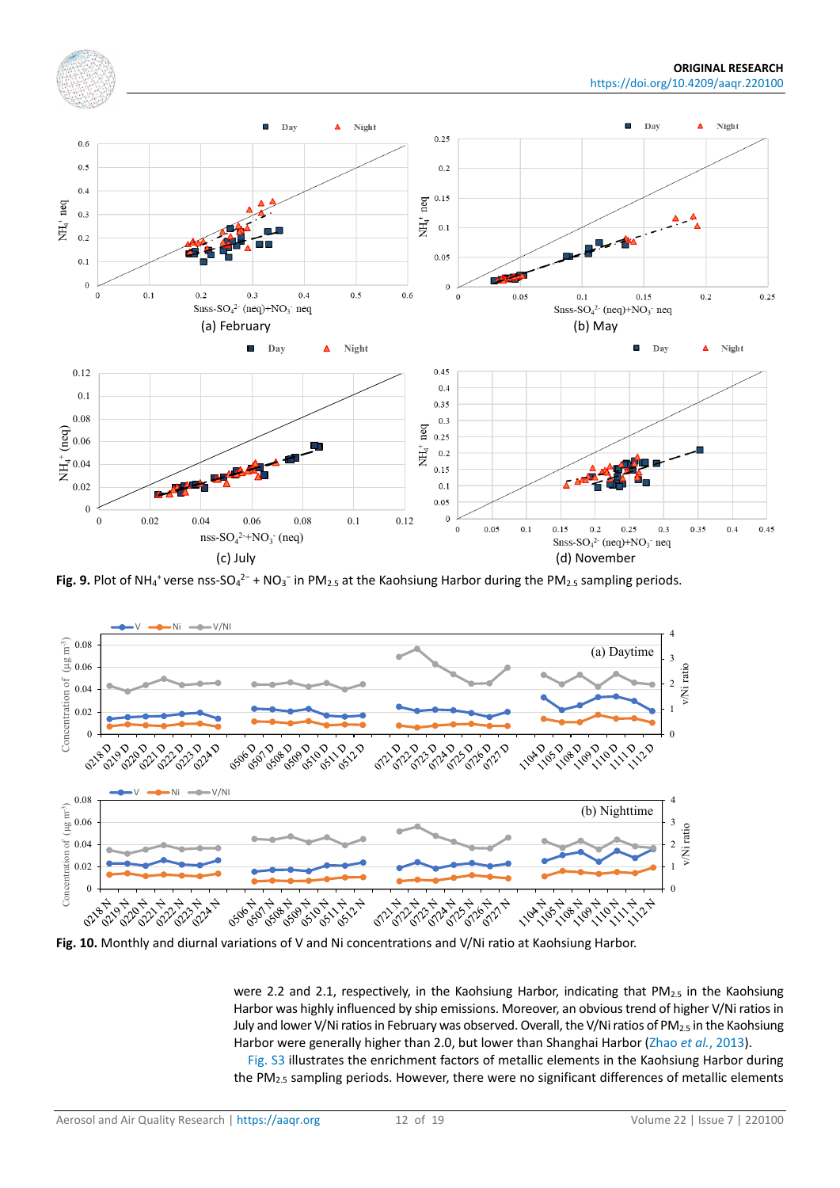**Fig. 9.** Plot of $NH_4^+$ verse nss-$SO_4^{2-}$ + $NO_3^-$ in $PM_{2.5}$ at the Kaohsiung Harbor during the $PM_{2.5}$ sampling periods.

**Fig. 10.** Monthly and diurnal variations of V and Ni concentrations and V/Ni ratio at Kaohsiung Harbor.

were 2.2 and 2.1, respectively, in the Kaohsiung Harbor, indicating that $PM_{2.5}$ in the Kaohsiung Harbor was highly influenced by ship emissions. Moreover, an obvious trend of higher V/Ni ratios in July and lower V/Ni ratios in February was observed. Overall, the V/Ni ratios of $PM_{2.5}$ in the Kaohsiung Harbor were generally higher than 2.0, but lower than Shanghai Harbor (Zhao *et al.*, 2013).

Fig. S3 illustrates the enrichment factors of metallic elements in the Kaohsiung Harbor during the $PM_{2.5}$ sampling periods. However, there were no significant differences of metallic elements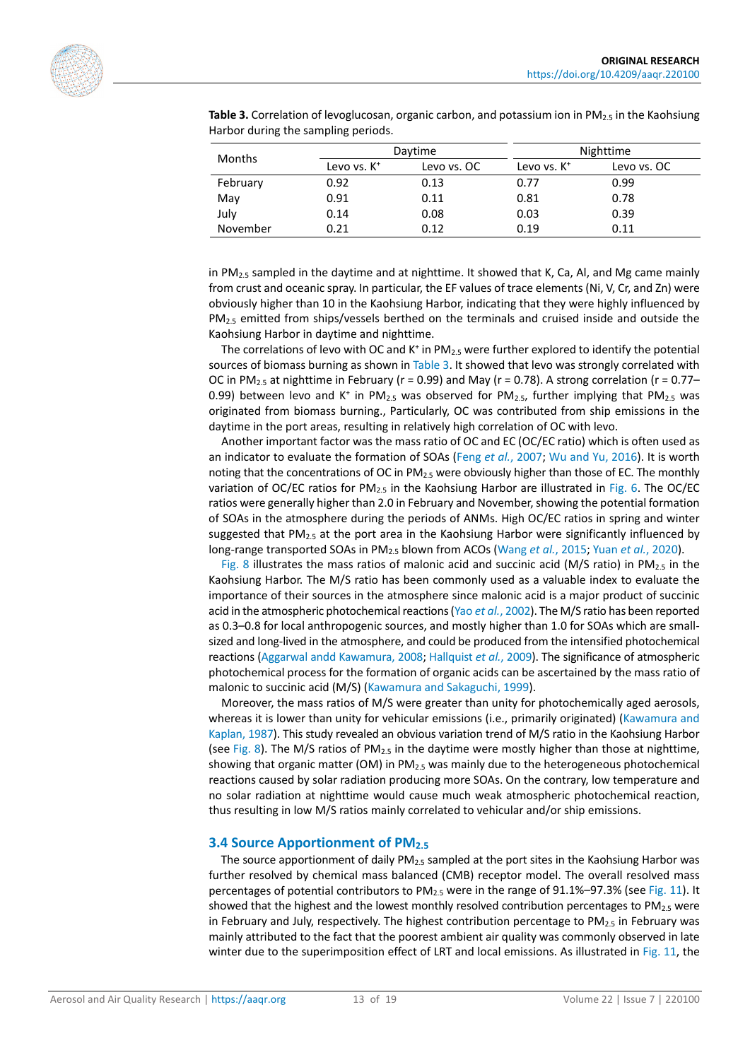**Table 3.** Correlation of levoglucosan, organic carbon, and potassium ion in $PM_{2.5}$ in the Kaohsiung Harbor during the sampling periods.

| Months | Daytime | | Nighttime | |
|---|---|---|---|---|
| | Levo vs. $K^+$ | Levo vs. OC | Levo vs. $K^+$ | Levo vs. OC |
| February | 0.92 | 0.13 | 0.77 | 0.99 |
| May | 0.91 | 0.11 | 0.81 | 0.78 |
| July | 0.14 | 0.08 | 0.03 | 0.39 |
| November | 0.21 | 0.12 | 0.19 | 0.11 |

in $PM_{2.5}$ sampled in the daytime and at nighttime. It showed that K, Ca, Al, and Mg came mainly from crust and oceanic spray. In particular, the EF values of trace elements (Ni, V, Cr, and Zn) were obviously higher than 10 in the Kaohsiung Harbor, indicating that they were highly influenced by $PM_{2.5}$ emitted from ships/vessels berthed on the terminals and cruised inside and outside the Kaohsiung Harbor in daytime and nighttime.

The correlations of levo with OC and $K^+$ in $PM_{2.5}$ were further explored to identify the potential sources of biomass burning as shown in Table 3. It showed that levo was strongly correlated with OC in $PM_{2.5}$ at nighttime in February ($r = 0.99$) and May ($r = 0.78$). A strong correlation ($r = 0.77$–$0.99$) between levo and $K^+$ in $PM_{2.5}$ was observed for $PM_{2.5}$, further implying that $PM_{2.5}$ was originated from biomass burning., Particularly, OC was contributed from ship emissions in the daytime in the port areas, resulting in relatively high correlation of OC with levo.

Another important factor was the mass ratio of OC and EC (OC/EC ratio) which is often used as an indicator to evaluate the formation of SOAs (Feng *et al.*, 2007; Wu and Yu, 2016). It is worth noting that the concentrations of OC in $PM_{2.5}$ were obviously higher than those of EC. The monthly variation of OC/EC ratios for $PM_{2.5}$ in the Kaohsiung Harbor are illustrated in Fig. 6. The OC/EC ratios were generally higher than 2.0 in February and November, showing the potential formation of SOAs in the atmosphere during the periods of ANMs. High OC/EC ratios in spring and winter suggested that $PM_{2.5}$ at the port area in the Kaohsiung Harbor were significantly influenced by long-range transported SOAs in $PM_{2.5}$ blown from ACOs (Wang *et al.*, 2015; Yuan *et al.*, 2020).

Fig. 8 illustrates the mass ratios of malonic acid and succinic acid (M/S ratio) in $PM_{2.5}$ in the Kaohsiung Harbor. The M/S ratio has been commonly used as a valuable index to evaluate the importance of their sources in the atmosphere since malonic acid is a major product of succinic acid in the atmospheric photochemical reactions (Yao *et al.*, 2002). The M/S ratio has been reported as 0.3–0.8 for local anthropogenic sources, and mostly higher than 1.0 for SOAs which are small-sized and long-lived in the atmosphere, and could be produced from the intensified photochemical reactions (Aggarwal andd Kawamura, 2008; Hallquist *et al.*, 2009). The significance of atmospheric photochemical process for the formation of organic acids can be ascertained by the mass ratio of malonic to succinic acid (M/S) (Kawamura and Sakaguchi, 1999).

Moreover, the mass ratios of M/S were greater than unity for photochemically aged aerosols, whereas it is lower than unity for vehicular emissions (i.e., primarily originated) (Kawamura and Kaplan, 1987). This study revealed an obvious variation trend of M/S ratio in the Kaohsiung Harbor (see Fig. 8). The M/S ratios of $PM_{2.5}$ in the daytime were mostly higher than those at nighttime, showing that organic matter (OM) in $PM_{2.5}$ was mainly due to the heterogeneous photochemical reactions caused by solar radiation producing more SOAs. On the contrary, low temperature and no solar radiation at nighttime would cause much weak atmospheric photochemical reaction, thus resulting in low M/S ratios mainly correlated to vehicular and/or ship emissions.

## 3.4 Source Apportionment of $PM_{2.5}$

The source apportionment of daily $PM_{2.5}$ sampled at the port sites in the Kaohsiung Harbor was further resolved by chemical mass balanced (CMB) receptor model. The overall resolved mass percentages of potential contributors to $PM_{2.5}$ were in the range of 91.1%–97.3% (see Fig. 11). It showed that the highest and the lowest monthly resolved contribution percentages to $PM_{2.5}$ were in February and July, respectively. The highest contribution percentage to $PM_{2.5}$ in February was mainly attributed to the fact that the poorest ambient air quality was commonly observed in late winter due to the superimposition effect of LRT and local emissions. As illustrated in Fig. 11, the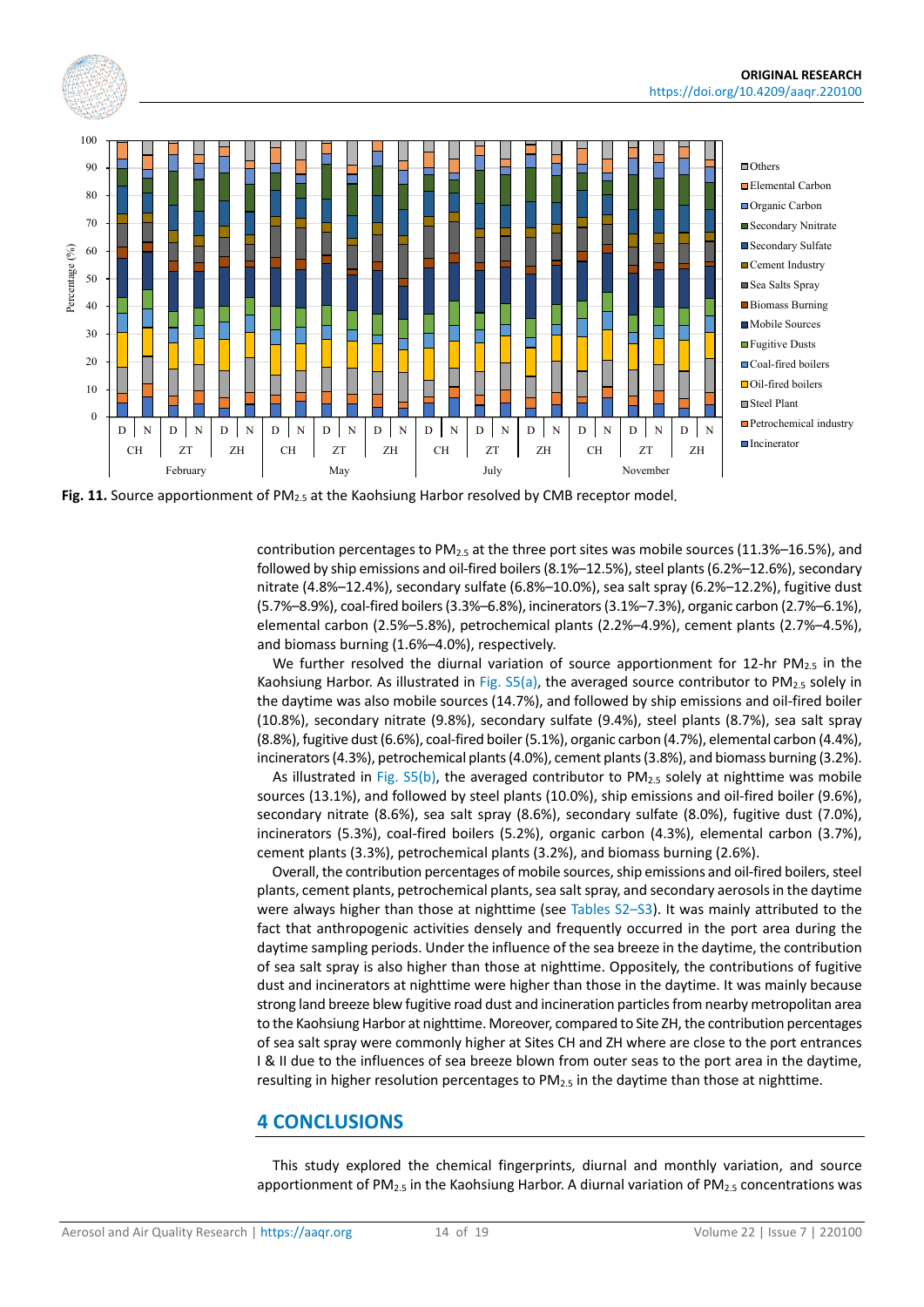**Fig. 11.** Source apportionment of $PM_{2.5}$ at the Kaohsiung Harbor resolved by CMB receptor model.

contribution percentages to $PM_{2.5}$ at the three port sites was mobile sources (11.3%–16.5%), and followed by ship emissions and oil-fired boilers (8.1%–12.5%), steel plants (6.2%–12.6%), secondary nitrate (4.8%–12.4%), secondary sulfate (6.8%–10.0%), sea salt spray (6.2%–12.2%), fugitive dust (5.7%–8.9%), coal-fired boilers (3.3%–6.8%), incinerators (3.1%–7.3%), organic carbon (2.7%–6.1%), elemental carbon (2.5%–5.8%), petrochemical plants (2.2%–4.9%), cement plants (2.7%–4.5%), and biomass burning (1.6%–4.0%), respectively.

We further resolved the diurnal variation of source apportionment for 12-hr $PM_{2.5}$ in the Kaohsiung Harbor. As illustrated in Fig. S5(a), the averaged source contributor to $PM_{2.5}$ solely in the daytime was also mobile sources (14.7%), and followed by ship emissions and oil-fired boiler (10.8%), secondary nitrate (9.8%), secondary sulfate (9.4%), steel plants (8.7%), sea salt spray (8.8%), fugitive dust (6.6%), coal-fired boiler (5.1%), organic carbon (4.7%), elemental carbon (4.4%), incinerators (4.3%), petrochemical plants (4.0%), cement plants (3.8%), and biomass burning (3.2%).

As illustrated in Fig. S5(b), the averaged contributor to $PM_{2.5}$ solely at nighttime was mobile sources (13.1%), and followed by steel plants (10.0%), ship emissions and oil-fired boiler (9.6%), secondary nitrate (8.6%), sea salt spray (8.6%), secondary sulfate (8.0%), fugitive dust (7.0%), incinerators (5.3%), coal-fired boilers (5.2%), organic carbon (4.3%), elemental carbon (3.7%), cement plants (3.3%), petrochemical plants (3.2%), and biomass burning (2.6%).

Overall, the contribution percentages of mobile sources, ship emissions and oil-fired boilers, steel plants, cement plants, petrochemical plants, sea salt spray, and secondary aerosols in the daytime were always higher than those at nighttime (see Tables S2–S3). It was mainly attributed to the fact that anthropogenic activities densely and frequently occurred in the port area during the daytime sampling periods. Under the influence of the sea breeze in the daytime, the contribution of sea salt spray is also higher than those at nighttime. Oppositely, the contributions of fugitive dust and incinerators at nighttime were higher than those in the daytime. It was mainly because strong land breeze blew fugitive road dust and incineration particles from nearby metropolitan area to the Kaohsiung Harbor at nighttime. Moreover, compared to Site ZH, the contribution percentages of sea salt spray were commonly higher at Sites CH and ZH where are close to the port entrances I & II due to the influences of sea breeze blown from outer seas to the port area in the daytime, resulting in higher resolution percentages to $PM_{2.5}$ in the daytime than those at nighttime.

## 4 CONCLUSIONS

This study explored the chemical fingerprints, diurnal and monthly variation, and source apportionment of $PM_{2.5}$ in the Kaohsiung Harbor. A diurnal variation of $PM_{2.5}$ concentrations was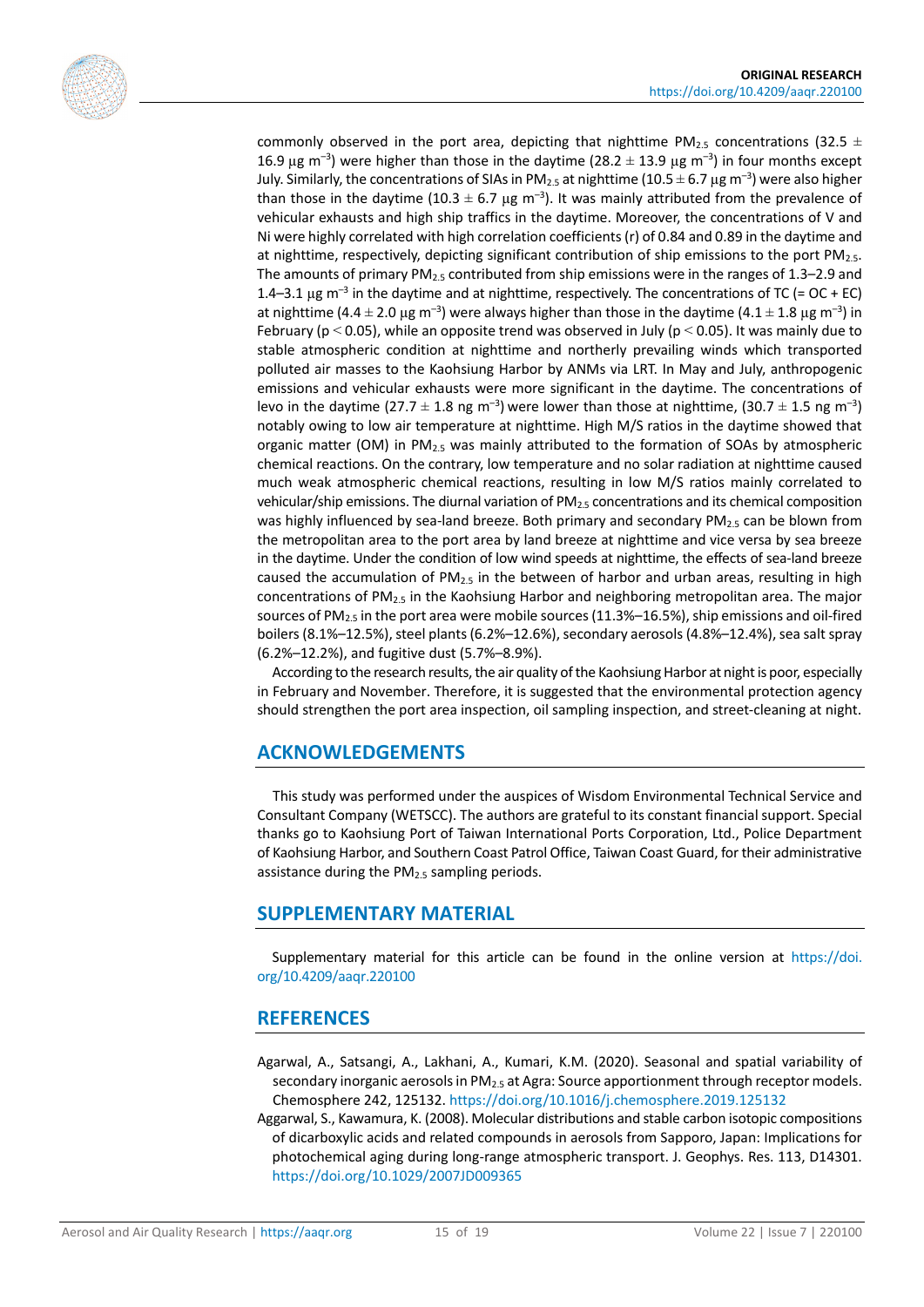commonly observed in the port area, depicting that nighttime $PM_{2.5}$ concentrations ($32.5 \pm 16.9$ μg $m^{-3}$) were higher than those in the daytime ($28.2 \pm 13.9$ μg $m^{-3}$) in four months except July. Similarly, the concentrations of SIAs in $PM_{2.5}$ at nighttime ($10.5 \pm 6.7$ μg $m^{-3}$) were also higher than those in the daytime ($10.3 \pm 6.7$ μg $m^{-3}$). It was mainly attributed from the prevalence of vehicular exhausts and high ship traffics in the daytime. Moreover, the concentrations of V and Ni were highly correlated with high correlation coefficients (r) of 0.84 and 0.89 in the daytime and at nighttime, respectively, depicting significant contribution of ship emissions to the port $PM_{2.5}$. The amounts of primary $PM_{2.5}$ contributed from ship emissions were in the ranges of 1.3–2.9 and 1.4–3.1 μg $m^{-3}$ in the daytime and at nighttime, respectively. The concentrations of TC (= OC + EC) at nighttime ($4.4 \pm 2.0$ μg $m^{-3}$) were always higher than those in the daytime ($4.1 \pm 1.8$ μg $m^{-3}$) in February ($p < 0.05$), while an opposite trend was observed in July ($p < 0.05$). It was mainly due to stable atmospheric condition at nighttime and northerly prevailing winds which transported polluted air masses to the Kaohsiung Harbor by ANMs via LRT. In May and July, anthropogenic emissions and vehicular exhausts were more significant in the daytime. The concentrations of levo in the daytime ($27.7 \pm 1.8$ ng $m^{-3}$) were lower than those at nighttime, ($30.7 \pm 1.5$ ng $m^{-3}$) notably owing to low air temperature at nighttime. High M/S ratios in the daytime showed that organic matter (OM) in $PM_{2.5}$ was mainly attributed to the formation of SOAs by atmospheric chemical reactions. On the contrary, low temperature and no solar radiation at nighttime caused much weak atmospheric chemical reactions, resulting in low M/S ratios mainly correlated to vehicular/ship emissions. The diurnal variation of $PM_{2.5}$ concentrations and its chemical composition was highly influenced by sea-land breeze. Both primary and secondary $PM_{2.5}$ can be blown from the metropolitan area to the port area by land breeze at nighttime and vice versa by sea breeze in the daytime. Under the condition of low wind speeds at nighttime, the effects of sea-land breeze caused the accumulation of $PM_{2.5}$ in the between of harbor and urban areas, resulting in high concentrations of $PM_{2.5}$ in the Kaohsiung Harbor and neighboring metropolitan area. The major sources of $PM_{2.5}$ in the port area were mobile sources (11.3%–16.5%), ship emissions and oil-fired boilers (8.1%–12.5%), steel plants (6.2%–12.6%), secondary aerosols (4.8%–12.4%), sea salt spray (6.2%–12.2%), and fugitive dust (5.7%–8.9%).

According to the research results, the air quality of the Kaohsiung Harbor at night is poor, especially in February and November. Therefore, it is suggested that the environmental protection agency should strengthen the port area inspection, oil sampling inspection, and street-cleaning at night.

## ACKNOWLEDGEMENTS

This study was performed under the auspices of Wisdom Environmental Technical Service and Consultant Company (WETSCC). The authors are grateful to its constant financial support. Special thanks go to Kaohsiung Port of Taiwan International Ports Corporation, Ltd., Police Department of Kaohsiung Harbor, and Southern Coast Patrol Office, Taiwan Coast Guard, for their administrative assistance during the $PM_{2.5}$ sampling periods.

## SUPPLEMENTARY MATERIAL

Supplementary material for this article can be found in the online version at https://doi.org/10.4209/aaqr.220100

## REFERENCES

Agarwal, A., Satsangi, A., Lakhani, A., Kumari, K.M. (2020). Seasonal and spatial variability of secondary inorganic aerosols in $PM_{2.5}$ at Agra: Source apportionment through receptor models. Chemosphere 242, 125132. https://doi.org/10.1016/j.chemosphere.2019.125132

Aggarwal, S., Kawamura, K. (2008). Molecular distributions and stable carbon isotopic compositions of dicarboxylic acids and related compounds in aerosols from Sapporo, Japan: Implications for photochemical aging during long-range atmospheric transport. J. Geophys. Res. 113, D14301. https://doi.org/10.1029/2007JD009365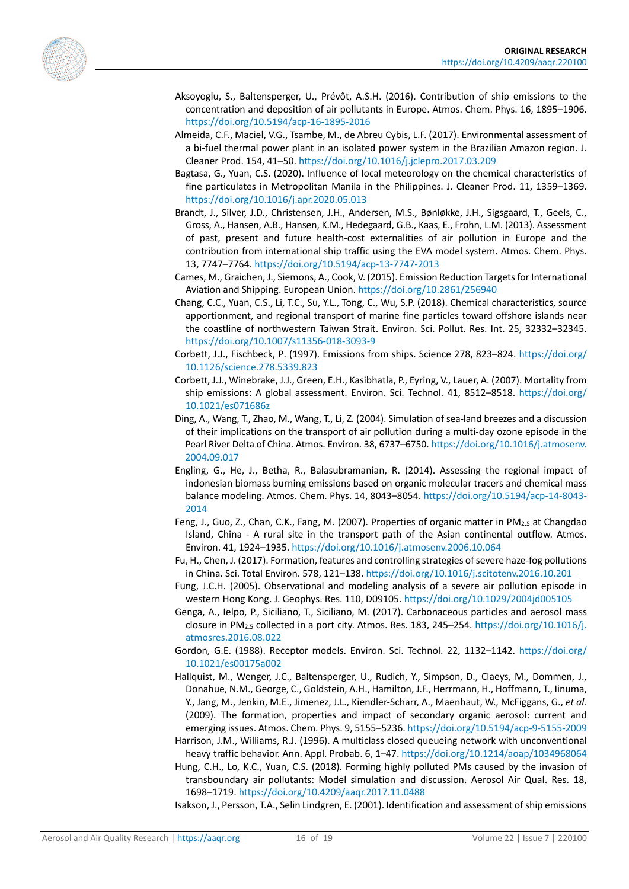Aksoyoglu, S., Baltensperger, U., Prévôt, A.S.H. (2016). Contribution of ship emissions to the concentration and deposition of air pollutants in Europe. Atmos. Chem. Phys. 16, 1895–1906. https://doi.org/10.5194/acp-16-1895-2016

Almeida, C.F., Maciel, V.G., Tsambe, M., de Abreu Cybis, L.F. (2017). Environmental assessment of a bi-fuel thermal power plant in an isolated power system in the Brazilian Amazon region. J. Cleaner Prod. 154, 41–50. https://doi.org/10.1016/j.jclepro.2017.03.209

Bagtasa, G., Yuan, C.S. (2020). Influence of local meteorology on the chemical characteristics of fine particulates in Metropolitan Manila in the Philippines. J. Cleaner Prod. 11, 1359–1369. https://doi.org/10.1016/j.apr.2020.05.013

Brandt, J., Silver, J.D., Christensen, J.H., Andersen, M.S., Bønløkke, J.H., Sigsgaard, T., Geels, C., Gross, A., Hansen, A.B., Hansen, K.M., Hedegaard, G.B., Kaas, E., Frohn, L.M. (2013). Assessment of past, present and future health-cost externalities of air pollution in Europe and the contribution from international ship traffic using the EVA model system. Atmos. Chem. Phys. 13, 7747–7764. https://doi.org/10.5194/acp-13-7747-2013

Cames, M., Graichen, J., Siemons, A., Cook, V. (2015). Emission Reduction Targets for International Aviation and Shipping. European Union. https://doi.org/10.2861/256940

Chang, C.C., Yuan, C.S., Li, T.C., Su, Y.L., Tong, C., Wu, S.P. (2018). Chemical characteristics, source apportionment, and regional transport of marine fine particles toward offshore islands near the coastline of northwestern Taiwan Strait. Environ. Sci. Pollut. Res. Int. 25, 32332–32345. https://doi.org/10.1007/s11356-018-3093-9

Corbett, J.J., Fischbeck, P. (1997). Emissions from ships. Science 278, 823–824. https://doi.org/10.1126/science.278.5339.823

Corbett, J.J., Winebrake, J.J., Green, E.H., Kasibhatla, P., Eyring, V., Lauer, A. (2007). Mortality from ship emissions: A global assessment. Environ. Sci. Technol. 41, 8512–8518. https://doi.org/10.1021/es071686z

Ding, A., Wang, T., Zhao, M., Wang, T., Li, Z. (2004). Simulation of sea-land breezes and a discussion of their implications on the transport of air pollution during a multi-day ozone episode in the Pearl River Delta of China. Atmos. Environ. 38, 6737–6750. https://doi.org/10.1016/j.atmosenv.2004.09.017

Engling, G., He, J., Betha, R., Balasubramanian, R. (2014). Assessing the regional impact of indonesian biomass burning emissions based on organic molecular tracers and chemical mass balance modeling. Atmos. Chem. Phys. 14, 8043–8054. https://doi.org/10.5194/acp-14-8043-2014

Feng, J., Guo, Z., Chan, C.K., Fang, M. (2007). Properties of organic matter in $PM_{2.5}$ at Changdao Island, China - A rural site in the transport path of the Asian continental outflow. Atmos. Environ. 41, 1924–1935. https://doi.org/10.1016/j.atmosenv.2006.10.064

Fu, H., Chen, J. (2017). Formation, features and controlling strategies of severe haze-fog pollutions in China. Sci. Total Environ. 578, 121–138. https://doi.org/10.1016/j.scitotenv.2016.10.201

Fung, J.C.H. (2005). Observational and modeling analysis of a severe air pollution episode in western Hong Kong. J. Geophys. Res. 110, D09105. https://doi.org/10.1029/2004jd005105

Genga, A., Ielpo, P., Siciliano, T., Siciliano, M. (2017). Carbonaceous particles and aerosol mass closure in $PM_{2.5}$ collected in a port city. Atmos. Res. 183, 245–254. https://doi.org/10.1016/j.atmosres.2016.08.022

Gordon, G.E. (1988). Receptor models. Environ. Sci. Technol. 22, 1132–1142. https://doi.org/10.1021/es00175a002

Hallquist, M., Wenger, J.C., Baltensperger, U., Rudich, Y., Simpson, D., Claeys, M., Dommen, J., Donahue, N.M., George, C., Goldstein, A.H., Hamilton, J.F., Herrmann, H., Hoffmann, T., Iinuma, Y., Jang, M., Jenkin, M.E., Jimenez, J.L., Kiendler-Scharr, A., Maenhaut, W., McFiggans, G., *et al.* (2009). The formation, properties and impact of secondary organic aerosol: current and emerging issues. Atmos. Chem. Phys. 9, 5155–5236. https://doi.org/10.5194/acp-9-5155-2009

Harrison, J.M., Williams, R.J. (1996). A multiclass closed queueing network with unconventional heavy traffic behavior. Ann. Appl. Probab. 6, 1–47. https://doi.org/10.1214/aoap/1034968064

Hung, C.H., Lo, K.C., Yuan, C.S. (2018). Forming highly polluted PMs caused by the invasion of transboundary air pollutants: Model simulation and discussion. Aerosol Air Qual. Res. 18, 1698–1719. https://doi.org/10.4209/aaqr.2017.11.0488

Isakson, J., Persson, T.A., Selin Lindgren, E. (2001). Identification and assessment of ship emissions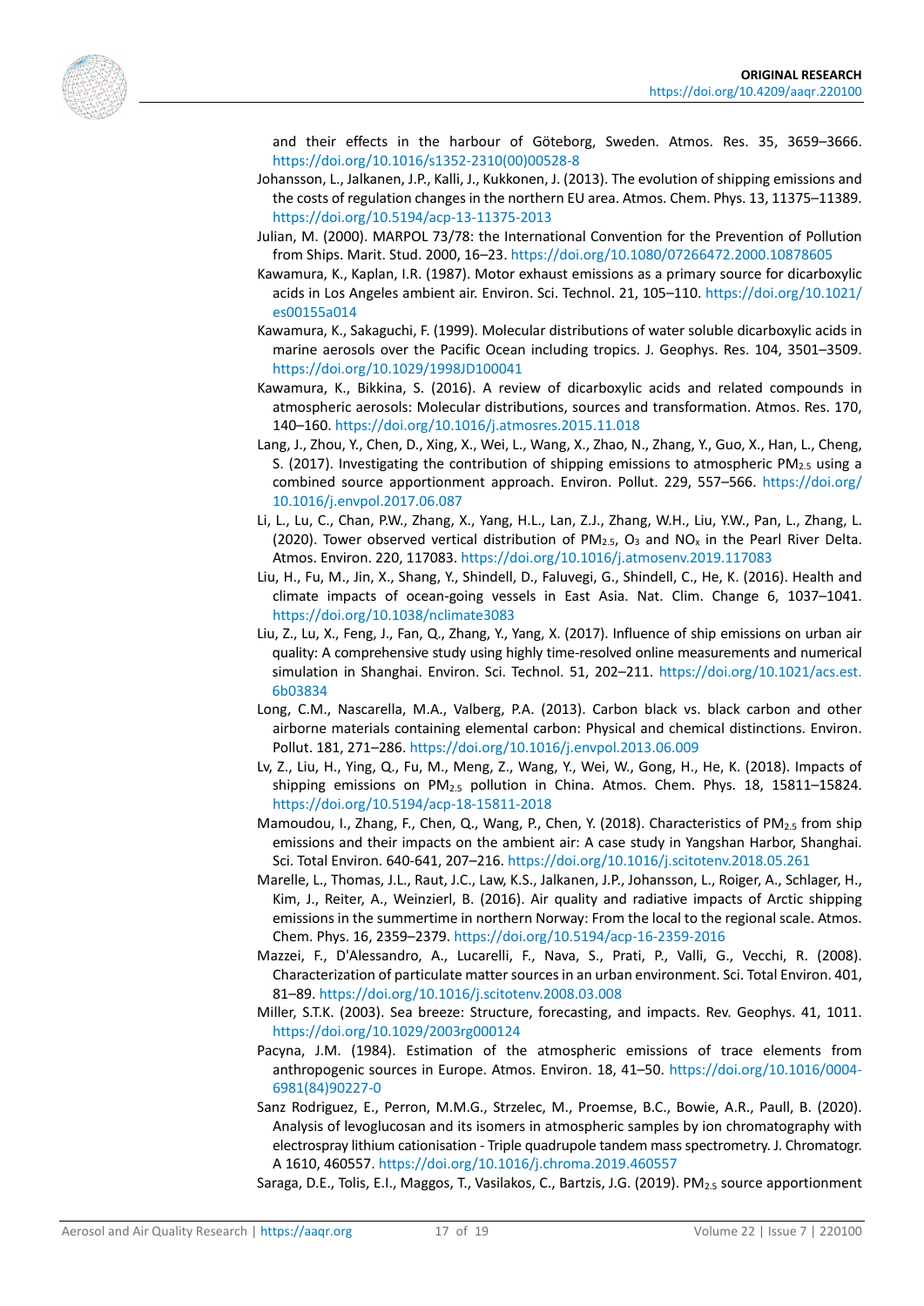and their effects in the harbour of Göteborg, Sweden. Atmos. Res. 35, 3659–3666. https://doi.org/10.1016/s1352-2310(00)00528-8

Johansson, L., Jalkanen, J.P., Kalli, J., Kukkonen, J. (2013). The evolution of shipping emissions and the costs of regulation changes in the northern EU area. Atmos. Chem. Phys. 13, 11375–11389. https://doi.org/10.5194/acp-13-11375-2013

Julian, M. (2000). MARPOL 73/78: the International Convention for the Prevention of Pollution from Ships. Marit. Stud. 2000, 16–23. https://doi.org/10.1080/07266472.2000.10878605

Kawamura, K., Kaplan, I.R. (1987). Motor exhaust emissions as a primary source for dicarboxylic acids in Los Angeles ambient air. Environ. Sci. Technol. 21, 105–110. https://doi.org/10.1021/es00155a014

Kawamura, K., Sakaguchi, F. (1999). Molecular distributions of water soluble dicarboxylic acids in marine aerosols over the Pacific Ocean including tropics. J. Geophys. Res. 104, 3501–3509. https://doi.org/10.1029/1998JD100041

Kawamura, K., Bikkina, S. (2016). A review of dicarboxylic acids and related compounds in atmospheric aerosols: Molecular distributions, sources and transformation. Atmos. Res. 170, 140–160. https://doi.org/10.1016/j.atmosres.2015.11.018

Lang, J., Zhou, Y., Chen, D., Xing, X., Wei, L., Wang, X., Zhao, N., Zhang, Y., Guo, X., Han, L., Cheng, S. (2017). Investigating the contribution of shipping emissions to atmospheric $PM_{2.5}$ using a combined source apportionment approach. Environ. Pollut. 229, 557–566. https://doi.org/10.1016/j.envpol.2017.06.087

Li, L., Lu, C., Chan, P.W., Zhang, X., Yang, H.L., Lan, Z.J., Zhang, W.H., Liu, Y.W., Pan, L., Zhang, L. (2020). Tower observed vertical distribution of $PM_{2.5}$, $O_3$ and $NO_x$ in the Pearl River Delta. Atmos. Environ. 220, 117083. https://doi.org/10.1016/j.atmosenv.2019.117083

Liu, H., Fu, M., Jin, X., Shang, Y., Shindell, D., Faluvegi, G., Shindell, C., He, K. (2016). Health and climate impacts of ocean-going vessels in East Asia. Nat. Clim. Change 6, 1037–1041. https://doi.org/10.1038/nclimate3083

Liu, Z., Lu, X., Feng, J., Fan, Q., Zhang, Y., Yang, X. (2017). Influence of ship emissions on urban air quality: A comprehensive study using highly time-resolved online measurements and numerical simulation in Shanghai. Environ. Sci. Technol. 51, 202–211. https://doi.org/10.1021/acs.est.6b03834

Long, C.M., Nascarella, M.A., Valberg, P.A. (2013). Carbon black vs. black carbon and other airborne materials containing elemental carbon: Physical and chemical distinctions. Environ. Pollut. 181, 271–286. https://doi.org/10.1016/j.envpol.2013.06.009

Lv, Z., Liu, H., Ying, Q., Fu, M., Meng, Z., Wang, Y., Wei, W., Gong, H., He, K. (2018). Impacts of shipping emissions on $PM_{2.5}$ pollution in China. Atmos. Chem. Phys. 18, 15811–15824. https://doi.org/10.5194/acp-18-15811-2018

Mamoudou, I., Zhang, F., Chen, Q., Wang, P., Chen, Y. (2018). Characteristics of $PM_{2.5}$ from ship emissions and their impacts on the ambient air: A case study in Yangshan Harbor, Shanghai. Sci. Total Environ. 640-641, 207–216. https://doi.org/10.1016/j.scitotenv.2018.05.261

Marelle, L., Thomas, J.L., Raut, J.C., Law, K.S., Jalkanen, J.P., Johansson, L., Roiger, A., Schlager, H., Kim, J., Reiter, A., Weinzierl, B. (2016). Air quality and radiative impacts of Arctic shipping emissions in the summertime in northern Norway: From the local to the regional scale. Atmos. Chem. Phys. 16, 2359–2379. https://doi.org/10.5194/acp-16-2359-2016

Mazzei, F., D'Alessandro, A., Lucarelli, F., Nava, S., Prati, P., Valli, G., Vecchi, R. (2008). Characterization of particulate matter sources in an urban environment. Sci. Total Environ. 401, 81–89. https://doi.org/10.1016/j.scitotenv.2008.03.008

Miller, S.T.K. (2003). Sea breeze: Structure, forecasting, and impacts. Rev. Geophys. 41, 1011. https://doi.org/10.1029/2003rg000124

Pacyna, J.M. (1984). Estimation of the atmospheric emissions of trace elements from anthropogenic sources in Europe. Atmos. Environ. 18, 41–50. https://doi.org/10.1016/0004-6981(84)90227-0

Sanz Rodriguez, E., Perron, M.M.G., Strzelec, M., Proemse, B.C., Bowie, A.R., Paull, B. (2020). Analysis of levoglucosan and its isomers in atmospheric samples by ion chromatography with electrospray lithium cationisation - Triple quadrupole tandem mass spectrometry. J. Chromatogr. A 1610, 460557. https://doi.org/10.1016/j.chroma.2019.460557

Saraga, D.E., Tolis, E.I., Maggos, T., Vasilakos, C., Bartzis, J.G. (2019). $PM_{2.5}$ source apportionment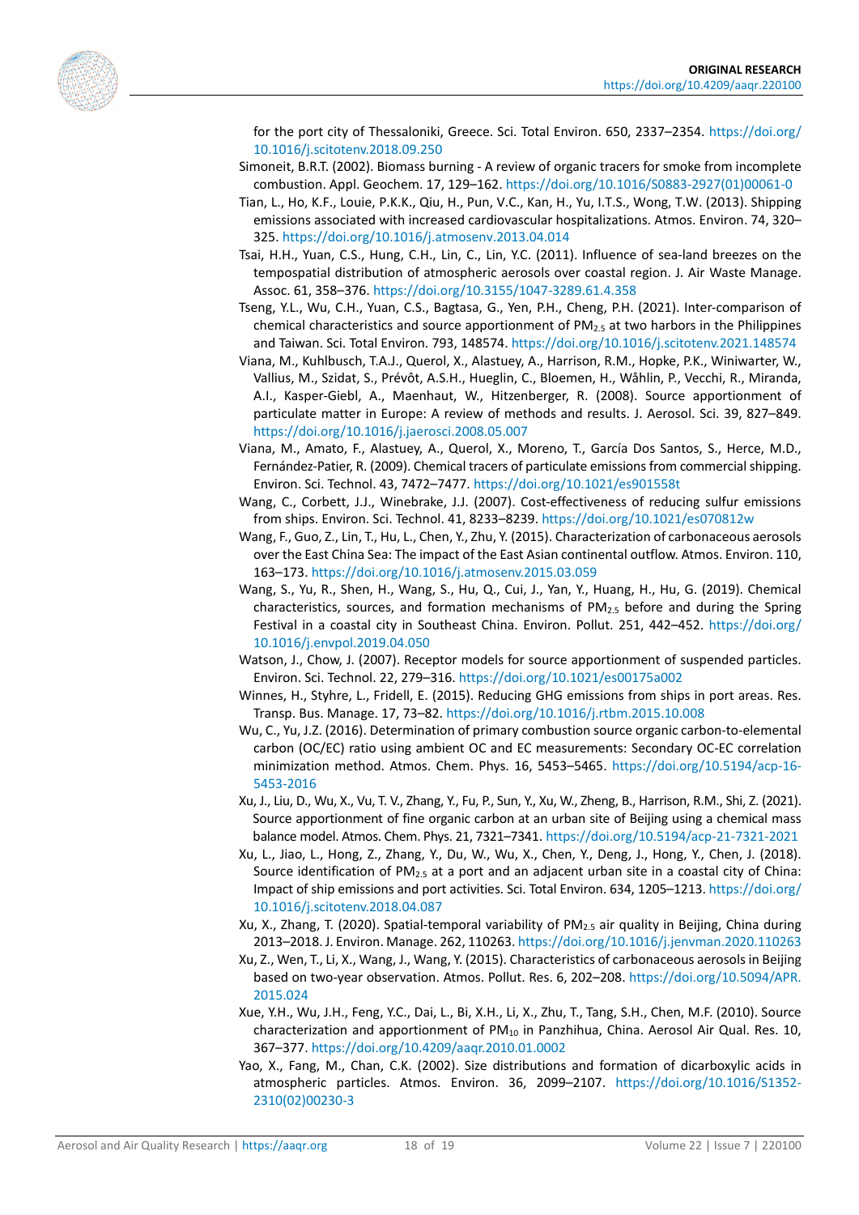for the port city of Thessaloniki, Greece. Sci. Total Environ. 650, 2337–2354. https://doi.org/10.1016/j.scitotenv.2018.09.250

Simoneit, B.R.T. (2002). Biomass burning - A review of organic tracers for smoke from incomplete combustion. Appl. Geochem. 17, 129–162. https://doi.org/10.1016/S0883-2927(01)00061-0

Tian, L., Ho, K.F., Louie, P.K.K., Qiu, H., Pun, V.C., Kan, H., Yu, I.T.S., Wong, T.W. (2013). Shipping emissions associated with increased cardiovascular hospitalizations. Atmos. Environ. 74, 320–325. https://doi.org/10.1016/j.atmosenv.2013.04.014

Tsai, H.H., Yuan, C.S., Hung, C.H., Lin, C., Lin, Y.C. (2011). Influence of sea-land breezes on the tempospatial distribution of atmospheric aerosols over coastal region. J. Air Waste Manage. Assoc. 61, 358–376. https://doi.org/10.3155/1047-3289.61.4.358

Tseng, Y.L., Wu, C.H., Yuan, C.S., Bagtasa, G., Yen, P.H., Cheng, P.H. (2021). Inter-comparison of chemical characteristics and source apportionment of $PM_{2.5}$ at two harbors in the Philippines and Taiwan. Sci. Total Environ. 793, 148574. https://doi.org/10.1016/j.scitotenv.2021.148574

Viana, M., Kuhlbusch, T.A.J., Querol, X., Alastuey, A., Harrison, R.M., Hopke, P.K., Winiwarter, W., Vallius, M., Szidat, S., Prévôt, A.S.H., Hueglin, C., Bloemen, H., Wåhlin, P., Vecchi, R., Miranda, A.I., Kasper-Giebl, A., Maenhaut, W., Hitzenberger, R. (2008). Source apportionment of particulate matter in Europe: A review of methods and results. J. Aerosol. Sci. 39, 827–849. https://doi.org/10.1016/j.jaerosci.2008.05.007

Viana, M., Amato, F., Alastuey, A., Querol, X., Moreno, T., García Dos Santos, S., Herce, M.D., Fernández-Patier, R. (2009). Chemical tracers of particulate emissions from commercial shipping. Environ. Sci. Technol. 43, 7472–7477. https://doi.org/10.1021/es901558t

Wang, C., Corbett, J.J., Winebrake, J.J. (2007). Cost-effectiveness of reducing sulfur emissions from ships. Environ. Sci. Technol. 41, 8233–8239. https://doi.org/10.1021/es070812w

Wang, F., Guo, Z., Lin, T., Hu, L., Chen, Y., Zhu, Y. (2015). Characterization of carbonaceous aerosols over the East China Sea: The impact of the East Asian continental outflow. Atmos. Environ. 110, 163–173. https://doi.org/10.1016/j.atmosenv.2015.03.059

Wang, S., Yu, R., Shen, H., Wang, S., Hu, Q., Cui, J., Yan, Y., Huang, H., Hu, G. (2019). Chemical characteristics, sources, and formation mechanisms of $PM_{2.5}$ before and during the Spring Festival in a coastal city in Southeast China. Environ. Pollut. 251, 442–452. https://doi.org/10.1016/j.envpol.2019.04.050

Watson, J., Chow, J. (2007). Receptor models for source apportionment of suspended particles. Environ. Sci. Technol. 22, 279–316. https://doi.org/10.1021/es00175a002

Winnes, H., Styhre, L., Fridell, E. (2015). Reducing GHG emissions from ships in port areas. Res. Transp. Bus. Manage. 17, 73–82. https://doi.org/10.1016/j.rtbm.2015.10.008

Wu, C., Yu, J.Z. (2016). Determination of primary combustion source organic carbon-to-elemental carbon (OC/EC) ratio using ambient OC and EC measurements: Secondary OC-EC correlation minimization method. Atmos. Chem. Phys. 16, 5453–5465. https://doi.org/10.5194/acp-16-5453-2016

Xu, J., Liu, D., Wu, X., Vu, T. V., Zhang, Y., Fu, P., Sun, Y., Xu, W., Zheng, B., Harrison, R.M., Shi, Z. (2021). Source apportionment of fine organic carbon at an urban site of Beijing using a chemical mass balance model. Atmos. Chem. Phys. 21, 7321–7341. https://doi.org/10.5194/acp-21-7321-2021

Xu, L., Jiao, L., Hong, Z., Zhang, Y., Du, W., Wu, X., Chen, Y., Deng, J., Hong, Y., Chen, J. (2018). Source identification of $PM_{2.5}$ at a port and an adjacent urban site in a coastal city of China: Impact of ship emissions and port activities. Sci. Total Environ. 634, 1205–1213. https://doi.org/10.1016/j.scitotenv.2018.04.087

Xu, X., Zhang, T. (2020). Spatial-temporal variability of $PM_{2.5}$ air quality in Beijing, China during 2013–2018. J. Environ. Manage. 262, 110263. https://doi.org/10.1016/j.jenvman.2020.110263

Xu, Z., Wen, T., Li, X., Wang, J., Wang, Y. (2015). Characteristics of carbonaceous aerosols in Beijing based on two-year observation. Atmos. Pollut. Res. 6, 202–208. https://doi.org/10.5094/APR.2015.024

Xue, Y.H., Wu, J.H., Feng, Y.C., Dai, L., Bi, X.H., Li, X., Zhu, T., Tang, S.H., Chen, M.F. (2010). Source characterization and apportionment of $PM_{10}$ in Panzhihua, China. Aerosol Air Qual. Res. 10, 367–377. https://doi.org/10.4209/aaqr.2010.01.0002

Yao, X., Fang, M., Chan, C.K. (2002). Size distributions and formation of dicarboxylic acids in atmospheric particles. Atmos. Environ. 36, 2099–2107. https://doi.org/10.1016/S1352-2310(02)00230-3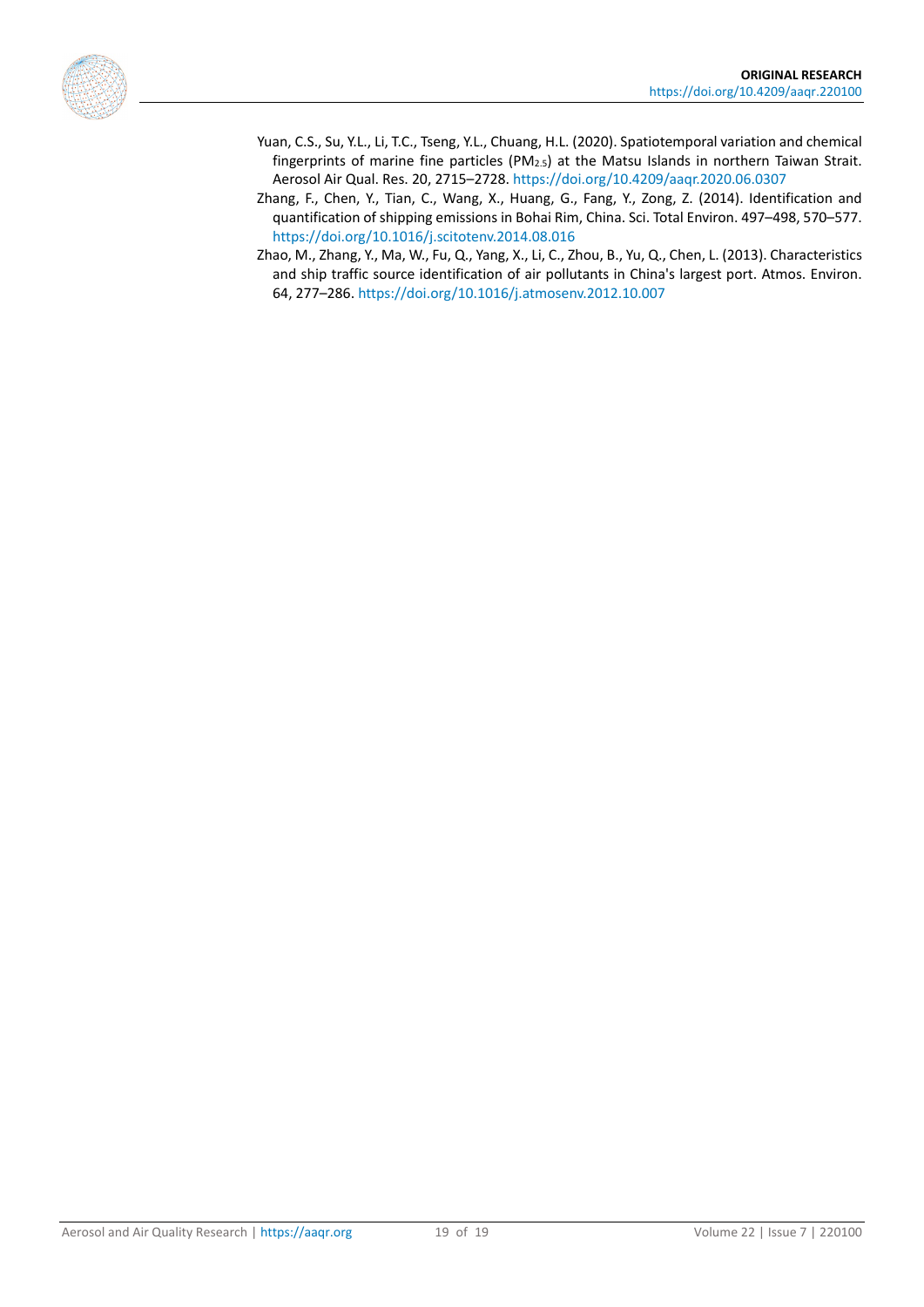Yuan, C.S., Su, Y.L., Li, T.C., Tseng, Y.L., Chuang, H.L. (2020). Spatiotemporal variation and chemical fingerprints of marine fine particles ($PM_{2.5}$) at the Matsu Islands in northern Taiwan Strait. Aerosol Air Qual. Res. 20, 2715–2728. https://doi.org/10.4209/aaqr.2020.06.0307

Zhang, F., Chen, Y., Tian, C., Wang, X., Huang, G., Fang, Y., Zong, Z. (2014). Identification and quantification of shipping emissions in Bohai Rim, China. Sci. Total Environ. 497–498, 570–577. https://doi.org/10.1016/j.scitotenv.2014.08.016

Zhao, M., Zhang, Y., Ma, W., Fu, Q., Yang, X., Li, C., Zhou, B., Yu, Q., Chen, L. (2013). Characteristics and ship traffic source identification of air pollutants in China's largest port. Atmos. Environ. 64, 277–286. https://doi.org/10.1016/j.atmosenv.2012.10.007